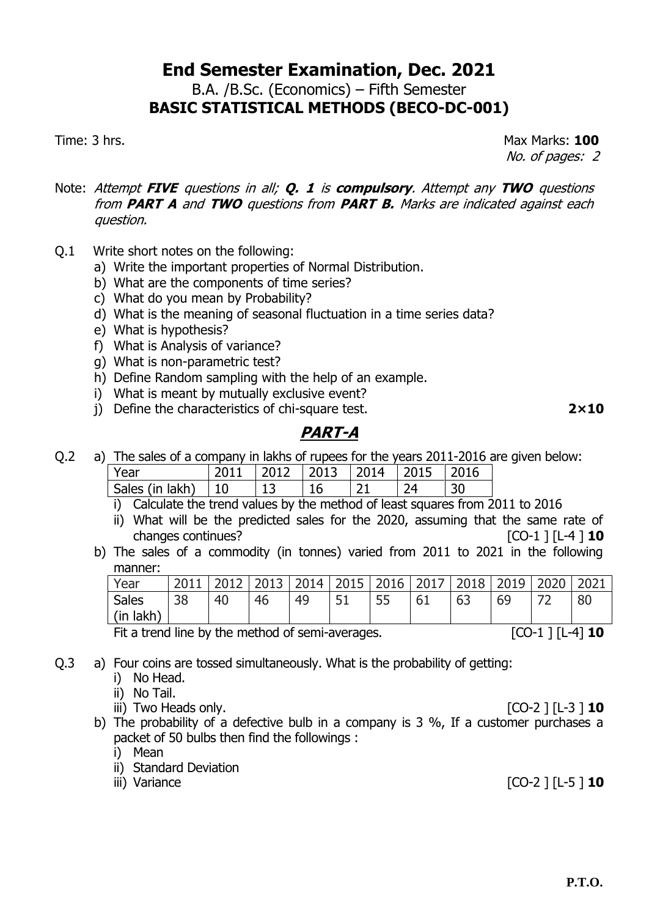# End Semester Examination, Dec. 2021

B.A. /B.Sc. (Economics) – Fifth Semester

**BASIC STATISTICAL METHODS (BECO-DC-001)**

Time: 3 hrs. Max Marks: **100**

*No. of pages: 2*

Note: *Attempt **FIVE** questions in all; **Q. 1** is **compulsory**. Attempt any **TWO** questions from **PART A** and **TWO** questions from **PART B.** Marks are indicated against each question.*

Q.1 Write short notes on the following:

a) Write the important properties of Normal Distribution.

b) What are the components of time series?

c) What do you mean by Probability?

d) What is the meaning of seasonal fluctuation in a time series data?

e) What is hypothesis?

f) What is Analysis of variance?

g) What is non-parametric test?

h) Define Random sampling with the help of an example.

i) What is meant by mutually exclusive event?

j) Define the characteristics of chi-square test. **2×10**

## PART-A

Q.2 a) The sales of a company in lakhs of rupees for the years 2011-2016 are given below:

| Year | 2011 | 2012 | 2013 | 2014 | 2015 | 2016 |
|---|---|---|---|---|---|---|
| Sales (in lakh) | 10 | 13 | 16 | 21 | 24 | 30 |

i) Calculate the trend values by the method of least squares from 2011 to 2016

ii) What will be the predicted sales for the 2020, assuming that the same rate of changes continues? [CO-1 ] [L-4 ] **10**

b) The sales of a commodity (in tonnes) varied from 2011 to 2021 in the following manner:

| Year | 2011 | 2012 | 2013 | 2014 | 2015 | 2016 | 2017 | 2018 | 2019 | 2020 | 2021 |
|---|---|---|---|---|---|---|---|---|---|---|---|
| Sales (in lakh) | 38 | 40 | 46 | 49 | 51 | 55 | 61 | 63 | 69 | 72 | 80 |

Fit a trend line by the method of semi-averages. [CO-1 ] [L-4] **10**

Q.3 a) Four coins are tossed simultaneously. What is the probability of getting:

i) No Head.

ii) No Tail.

iii) Two Heads only. [CO-2 ] [L-3 ] **10**

b) The probability of a defective bulb in a company is 3 %, If a customer purchases a packet of 50 bulbs then find the followings :

i) Mean

ii) Standard Deviation

iii) Variance [CO-2 ] [L-5 ] **10**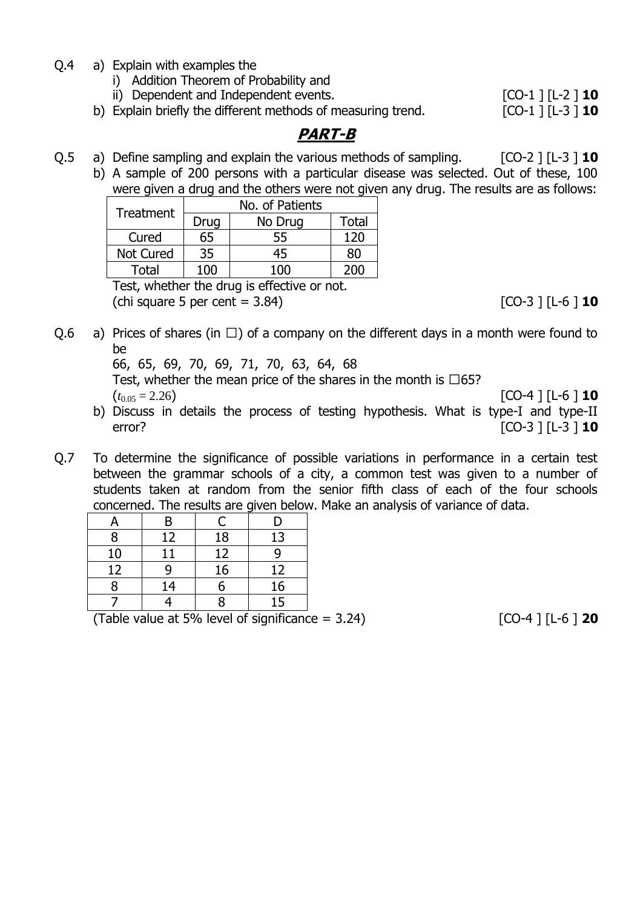Q.4 a) Explain with examples the

i) Addition Theorem of Probability and

ii) Dependent and Independent events. [CO-1 ] [L-2 ] **10**

b) Explain briefly the different methods of measuring trend. [CO-1 ] [L-3 ] **10**

## ***PART-B***

Q.5 a) Define sampling and explain the various methods of sampling. [CO-2 ] [L-3 ] **10**

b) A sample of 200 persons with a particular disease was selected. Out of these, 100 were given a drug and the others were not given any drug. The results are as follows:

| Treatment | No. of Patients | | |
|---|---|---|---|
| | Drug | No Drug | Total |
| Cured | 65 | 55 | 120 |
| Not Cured | 35 | 45 | 80 |
| Total | 100 | 100 | 200 |

Test, whether the drug is effective or not.

(chi square 5 per cent = 3.84) [CO-3 ] [L-6 ] **10**

Q.6 a) Prices of shares (in ☐) of a company on the different days in a month were found to be

66, 65, 69, 70, 69, 71, 70, 63, 64, 68

Test, whether the mean price of the shares in the month is ☐65?

($t_{0.05} = 2.26$) [CO-4 ] [L-6 ] **10**

b) Discuss in details the process of testing hypothesis. What is type-I and type-II error? [CO-3 ] [L-3 ] **10**

Q.7 To determine the significance of possible variations in performance in a certain test between the grammar schools of a city, a common test was given to a number of students taken at random from the senior fifth class of each of the four schools concerned. The results are given below. Make an analysis of variance of data.

| A | B | C | D |
|---|---|---|---|
| 8 | 12 | 18 | 13 |
| 10 | 11 | 12 | 9 |
| 12 | 9 | 16 | 12 |
| 8 | 14 | 6 | 16 |
| 7 | 4 | 8 | 15 |

(Table value at 5% level of significance = 3.24) [CO-4 ] [L-6 ] **20**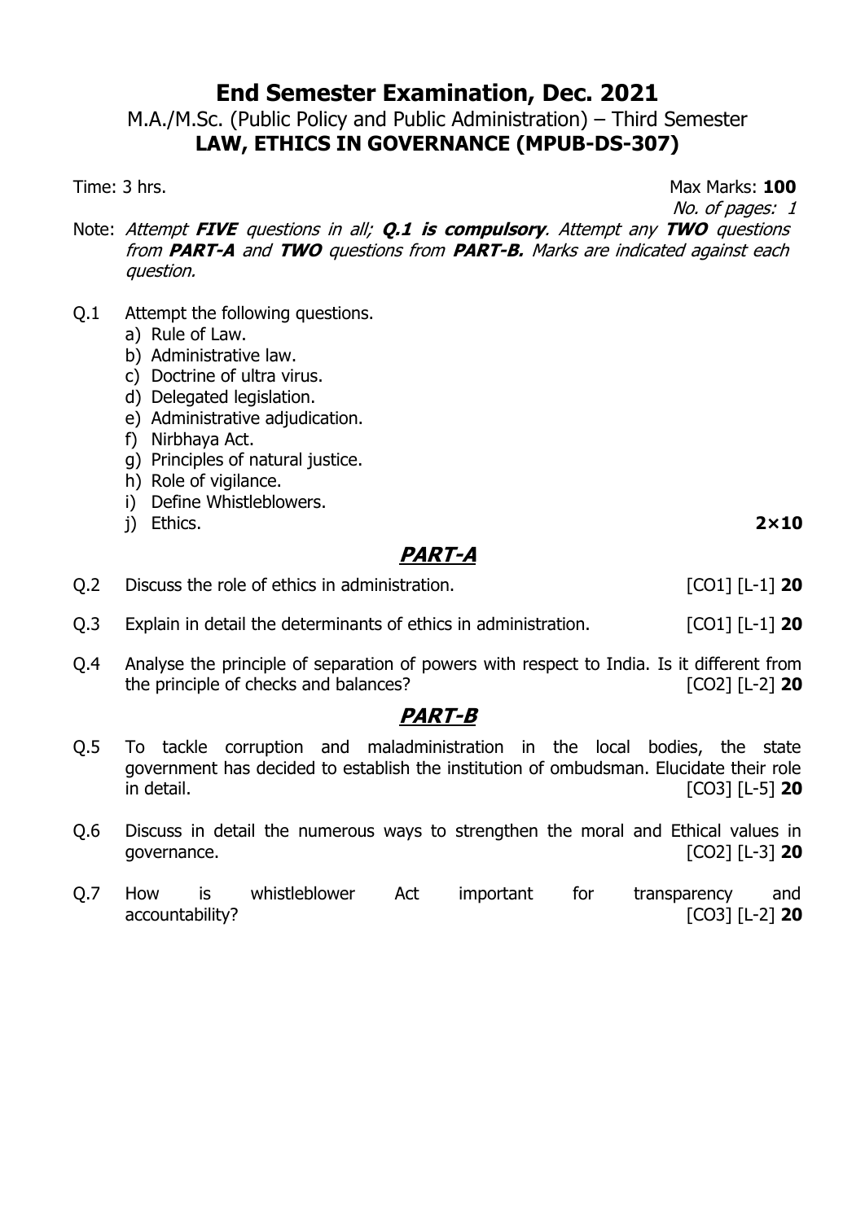# End Semester Examination, Dec. 2021

M.A./M.Sc. (Public Policy and Public Administration) – Third Semester

**LAW, ETHICS IN GOVERNANCE (MPUB-DS-307)**

Time: 3 hrs. Max Marks: **100**

*No. of pages: 1*

Note: *Attempt **FIVE** questions in all; **Q.1 is compulsory**. Attempt any **TWO** questions from **PART-A** and **TWO** questions from **PART-B.** Marks are indicated against each question.*

Q.1 Attempt the following questions.

a) Rule of Law.
b) Administrative law.
c) Doctrine of ultra virus.
d) Delegated legislation.
e) Administrative adjudication.
f) Nirbhaya Act.
g) Principles of natural justice.
h) Role of vigilance.
i) Define Whistleblowers.
j) Ethics. **2×10**

## *PART-A*

Q.2 Discuss the role of ethics in administration. [CO1] [L-1] **20**

Q.3 Explain in detail the determinants of ethics in administration. [CO1] [L-1] **20**

Q.4 Analyse the principle of separation of powers with respect to India. Is it different from the principle of checks and balances? [CO2] [L-2] **20**

## *PART-B*

Q.5 To tackle corruption and maladministration in the local bodies, the state government has decided to establish the institution of ombudsman. Elucidate their role in detail. [CO3] [L-5] **20**

Q.6 Discuss in detail the numerous ways to strengthen the moral and Ethical values in governance. [CO2] [L-3] **20**

Q.7 How is whistleblower Act important for transparency and accountability? [CO3] [L-2] **20**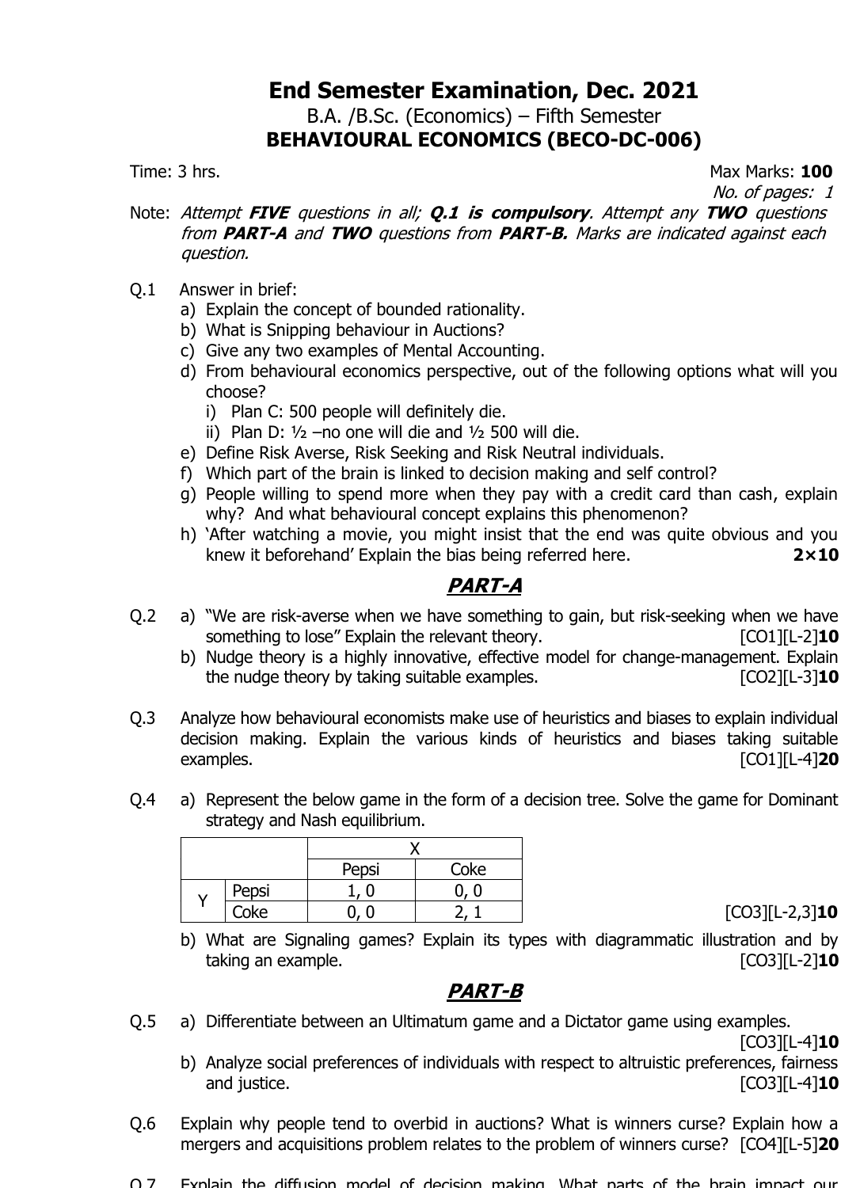# End Semester Examination, Dec. 2021

B.A. /B.Sc. (Economics) – Fifth Semester

**BEHAVIOURAL ECONOMICS (BECO-DC-006)**

Time: 3 hrs. Max Marks: **100**

*No. of pages: 1*

Note: *Attempt **FIVE** questions in all; **Q.1 is compulsory**. Attempt any **TWO** questions from **PART-A** and **TWO** questions from **PART-B**. Marks are indicated against each question.*

Q.1 Answer in brief:

a) Explain the concept of bounded rationality.

b) What is Snipping behaviour in Auctions?

c) Give any two examples of Mental Accounting.

d) From behavioural economics perspective, out of the following options what will you choose?

i) Plan C: 500 people will definitely die.

ii) Plan D: ½ –no one will die and ½ 500 will die.

e) Define Risk Averse, Risk Seeking and Risk Neutral individuals.

f) Which part of the brain is linked to decision making and self control?

g) People willing to spend more when they pay with a credit card than cash, explain why? And what behavioural concept explains this phenomenon?

h) 'After watching a movie, you might insist that the end was quite obvious and you knew it beforehand' Explain the bias being referred here. **2×10**

## *PART-A*

Q.2 a) "We are risk-averse when we have something to gain, but risk-seeking when we have something to lose" Explain the relevant theory. [CO1][L-2]**10**

b) Nudge theory is a highly innovative, effective model for change-management. Explain the nudge theory by taking suitable examples. [CO2][L-3]**10**

Q.3 Analyze how behavioural economists make use of heuristics and biases to explain individual decision making. Explain the various kinds of heuristics and biases taking suitable examples. [CO1][L-4]**20**

Q.4 a) Represent the below game in the form of a decision tree. Solve the game for Dominant strategy and Nash equilibrium.

| | | X | |
|---|---|---|---|
| | | Pepsi | Coke |
| Y | Pepsi | 1, 0 | 0, 0 |
| | Coke | 0, 0 | 2, 1 |

[CO3][L-2,3]**10**

b) What are Signaling games? Explain its types with diagrammatic illustration and by taking an example. [CO3][L-2]**10**

## *PART-B*

Q.5 a) Differentiate between an Ultimatum game and a Dictator game using examples. [CO3][L-4]**10**

b) Analyze social preferences of individuals with respect to altruistic preferences, fairness and justice. [CO3][L-4]**10**

Q.6 Explain why people tend to overbid in auctions? What is winners curse? Explain how a mergers and acquisitions problem relates to the problem of winners curse? [CO4][L-5]**20**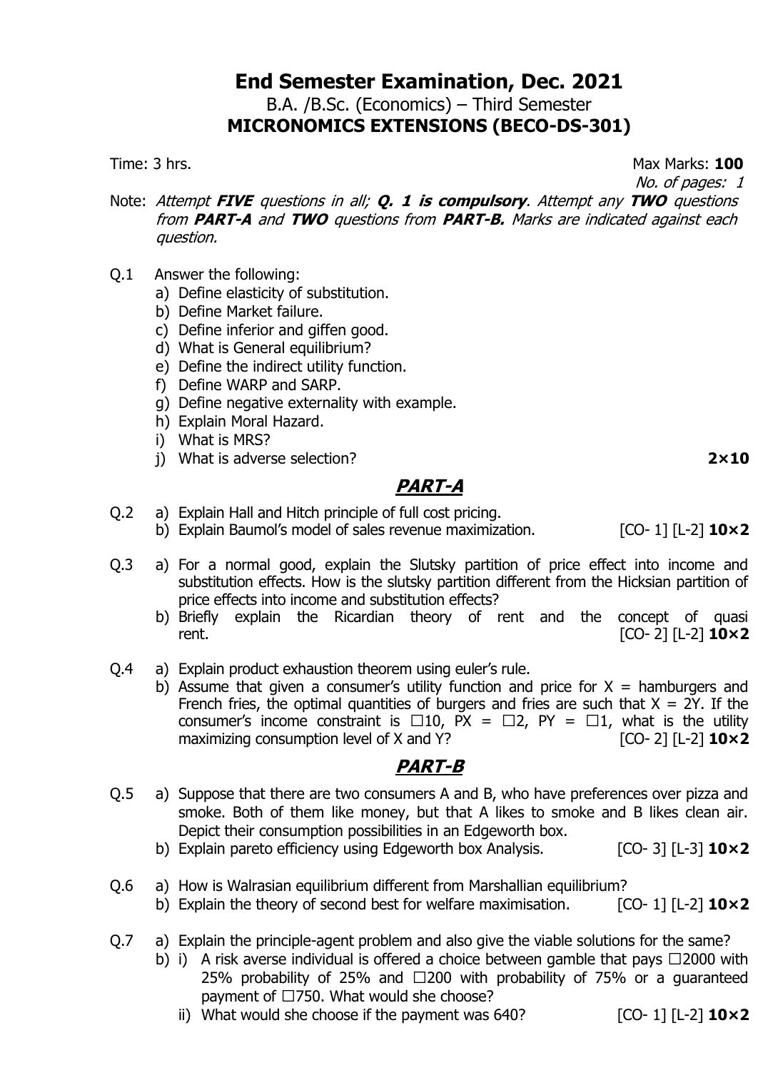# End Semester Examination, Dec. 2021

B.A. /B.Sc. (Economics) – Third Semester

**MICRONOMICS EXTENSIONS (BECO-DS-301)**

Time: 3 hrs. Max Marks: **100**

*No. of pages: 1*

Note: *Attempt* ***FIVE*** *questions in all;* ***Q. 1 is compulsory****. Attempt any* ***TWO*** *questions from* ***PART-A*** *and* ***TWO*** *questions from* ***PART-B.*** *Marks are indicated against each question.*

Q.1 Answer the following:

a) Define elasticity of substitution.
b) Define Market failure.
c) Define inferior and giffen good.
d) What is General equilibrium?
e) Define the indirect utility function.
f) Define WARP and SARP.
g) Define negative externality with example.
h) Explain Moral Hazard.
i) What is MRS?
j) What is adverse selection? **2×10**

## PART-A

Q.2 a) Explain Hall and Hitch principle of full cost pricing.

b) Explain Baumol's model of sales revenue maximization. [CO- 1] [L-2] **10×2**

Q.3 a) For a normal good, explain the Slutsky partition of price effect into income and substitution effects. How is the slutsky partition different from the Hicksian partition of price effects into income and substitution effects?

b) Briefly explain the Ricardian theory of rent and the concept of quasi rent. [CO- 2] [L-2] **10×2**

Q.4 a) Explain product exhaustion theorem using euler's rule.

b) Assume that given a consumer's utility function and price for X = hamburgers and French fries, the optimal quantities of burgers and fries are such that $X = 2Y$. If the consumer's income constraint is ☐10, PX = ☐2, PY = ☐1, what is the utility maximizing consumption level of X and Y? [CO- 2] [L-2] **10×2**

## PART-B

Q.5 a) Suppose that there are two consumers A and B, who have preferences over pizza and smoke. Both of them like money, but that A likes to smoke and B likes clean air. Depict their consumption possibilities in an Edgeworth box.

b) Explain pareto efficiency using Edgeworth box Analysis. [CO- 3] [L-3] **10×2**

Q.6 a) How is Walrasian equilibrium different from Marshallian equilibrium?

b) Explain the theory of second best for welfare maximisation. [CO- 1] [L-2] **10×2**

Q.7 a) Explain the principle-agent problem and also give the viable solutions for the same?

b) i) A risk averse individual is offered a choice between gamble that pays ☐2000 with 25% probability of 25% and ☐200 with probability of 75% or a guaranteed payment of ☐750. What would she choose?

ii) What would she choose if the payment was 640? [CO- 1] [L-2] **10×2**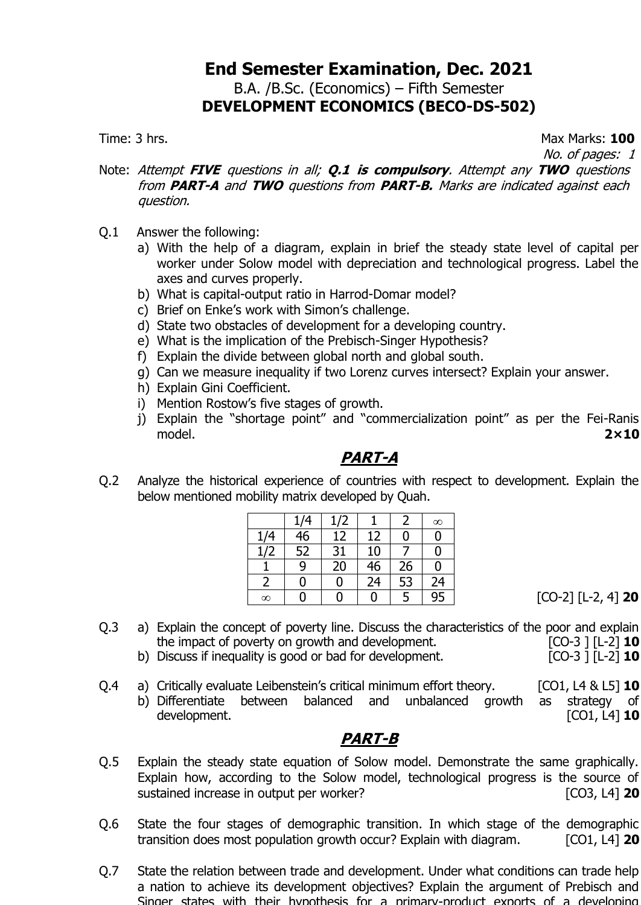# End Semester Examination, Dec. 2021

B.A. /B.Sc. (Economics) – Fifth Semester

**DEVELOPMENT ECONOMICS (BECO-DS-502)**

Time: 3 hrs. Max Marks: **100**

*No. of pages: 1*

Note: *Attempt **FIVE** questions in all; **Q.1 is compulsory**. Attempt any **TWO** questions from **PART-A** and **TWO** questions from **PART-B**. Marks are indicated against each question.*

Q.1 Answer the following:

a) With the help of a diagram, explain in brief the steady state level of capital per worker under Solow model with depreciation and technological progress. Label the axes and curves properly.

b) What is capital-output ratio in Harrod-Domar model?

c) Brief on Enke's work with Simon's challenge.

d) State two obstacles of development for a developing country.

e) What is the implication of the Prebisch-Singer Hypothesis?

f) Explain the divide between global north and global south.

g) Can we measure inequality if two Lorenz curves intersect? Explain your answer.

h) Explain Gini Coefficient.

i) Mention Rostow's five stages of growth.

j) Explain the "shortage point" and "commercialization point" as per the Fei-Ranis model. **2×10**

## PART-A

Q.2 Analyze the historical experience of countries with respect to development. Explain the below mentioned mobility matrix developed by Quah.

| | 1/4 | 1/2 | 1 | 2 | $\infty$ |
|---|---|---|---|---|---|
| 1/4 | 46 | 12 | 12 | 0 | 0 |
| 1/2 | 52 | 31 | 10 | 7 | 0 |
| 1 | 9 | 20 | 46 | 26 | 0 |
| 2 | 0 | 0 | 24 | 53 | 24 |
| $\infty$ | 0 | 0 | 0 | 5 | 95 |

[CO-2] [L-2, 4] **20**

Q.3 a) Explain the concept of poverty line. Discuss the characteristics of the poor and explain the impact of poverty on growth and development. [CO-3 ] [L-2] **10**

b) Discuss if inequality is good or bad for development. [CO-3 ] [L-2] **10**

Q.4 a) Critically evaluate Leibenstein's critical minimum effort theory. [CO1, L4 & L5] **10**

b) Differentiate between balanced and unbalanced growth as strategy of development. [CO1, L4] **10**

## PART-B

Q.5 Explain the steady state equation of Solow model. Demonstrate the same graphically. Explain how, according to the Solow model, technological progress is the source of sustained increase in output per worker? [CO3, L4] **20**

Q.6 State the four stages of demographic transition. In which stage of the demographic transition does most population growth occur? Explain with diagram. [CO1, L4] **20**

Q.7 State the relation between trade and development. Under what conditions can trade help a nation to achieve its development objectives? Explain the argument of Prebisch and Singer states with their hypothesis for a primary-product exports of a developing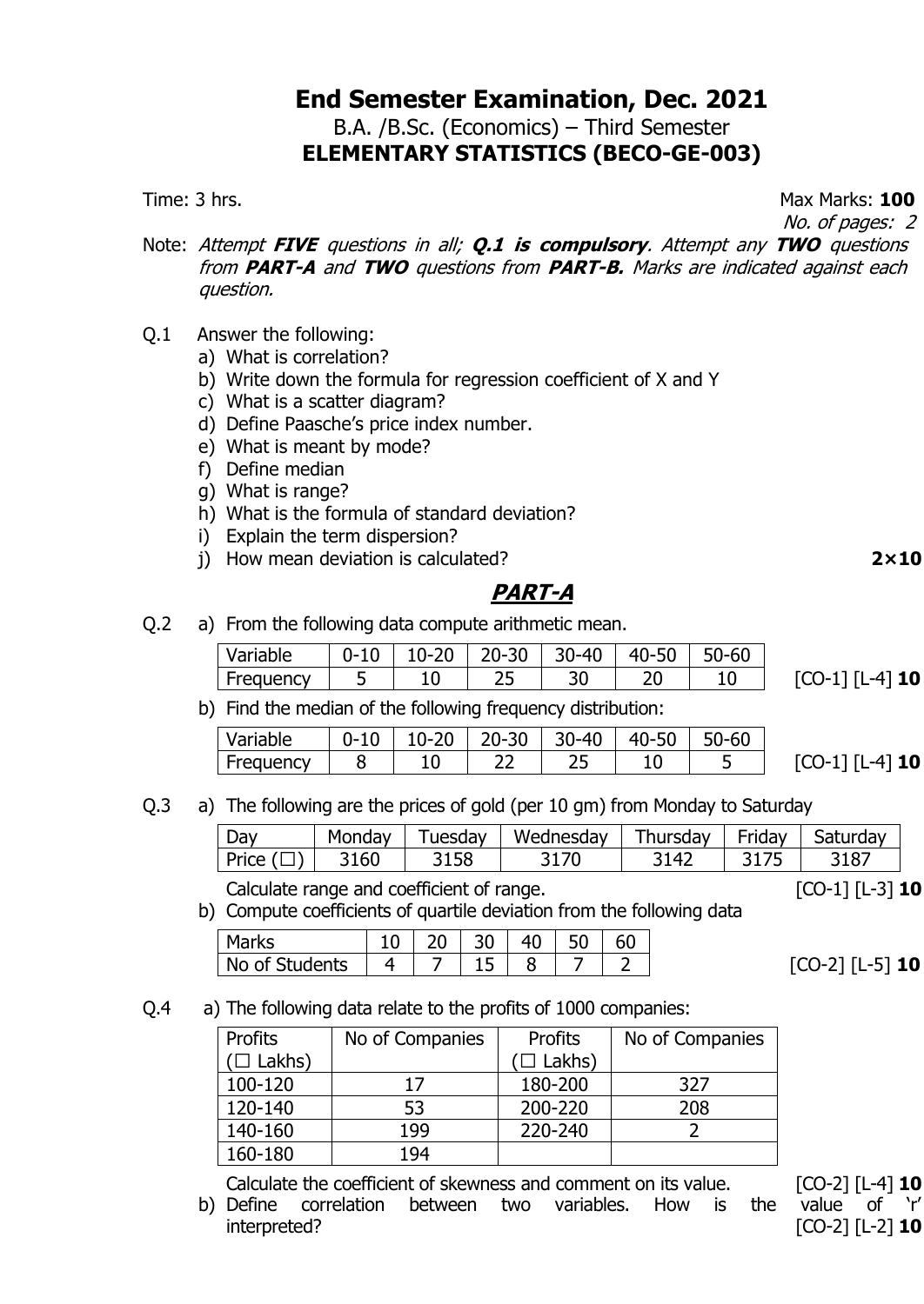# End Semester Examination, Dec. 2021

B.A. /B.Sc. (Economics) – Third Semester

**ELEMENTARY STATISTICS (BECO-GE-003)**

Time: 3 hrs. Max Marks: **100**

*No. of pages: 2*

Note: *Attempt **FIVE** questions in all; **Q.1 is compulsory**. Attempt any **TWO** questions from **PART-A** and **TWO** questions from **PART-B.** Marks are indicated against each question.*

Q.1 Answer the following:

a) What is correlation?
b) Write down the formula for regression coefficient of X and Y
c) What is a scatter diagram?
d) Define Paasche's price index number.
e) What is meant by mode?
f) Define median
g) What is range?
h) What is the formula of standard deviation?
i) Explain the term dispersion?
j) How mean deviation is calculated? **2×10**

## *PART-A*

Q.2 a) From the following data compute arithmetic mean.

| Variable | 0-10 | 10-20 | 20-30 | 30-40 | 40-50 | 50-60 |
|---|---|---|---|---|---|---|
| Frequency | 5 | 10 | 25 | 30 | 20 | 10 |

[CO-1] [L-4] **10**

b) Find the median of the following frequency distribution:

| Variable | 0-10 | 10-20 | 20-30 | 30-40 | 40-50 | 50-60 |
|---|---|---|---|---|---|---|
| Frequency | 8 | 10 | 22 | 25 | 10 | 5 |

[CO-1] [L-4] **10**

Q.3 a) The following are the prices of gold (per 10 gm) from Monday to Saturday

| Day | Monday | Tuesday | Wednesday | Thursday | Friday | Saturday |
|---|---|---|---|---|---|---|
| Price (☐) | 3160 | 3158 | 3170 | 3142 | 3175 | 3187 |

Calculate range and coefficient of range. [CO-1] [L-3] **10**

b) Compute coefficients of quartile deviation from the following data

| Marks | 10 | 20 | 30 | 40 | 50 | 60 |
|---|---|---|---|---|---|---|
| No of Students | 4 | 7 | 15 | 8 | 7 | 2 |

[CO-2] [L-5] **10**

Q.4 a) The following data relate to the profits of 1000 companies:

| Profits (☐ Lakhs) | No of Companies | Profits (☐ Lakhs) | No of Companies |
|---|---|---|---|
| 100-120 | 17 | 180-200 | 327 |
| 120-140 | 53 | 200-220 | 208 |
| 140-160 | 199 | 220-240 | 2 |
| 160-180 | 194 | | |

Calculate the coefficient of skewness and comment on its value. [CO-2] [L-4] **10**

b) Define correlation between two variables. How is the value of 'r' interpreted? [CO-2] [L-2] **10**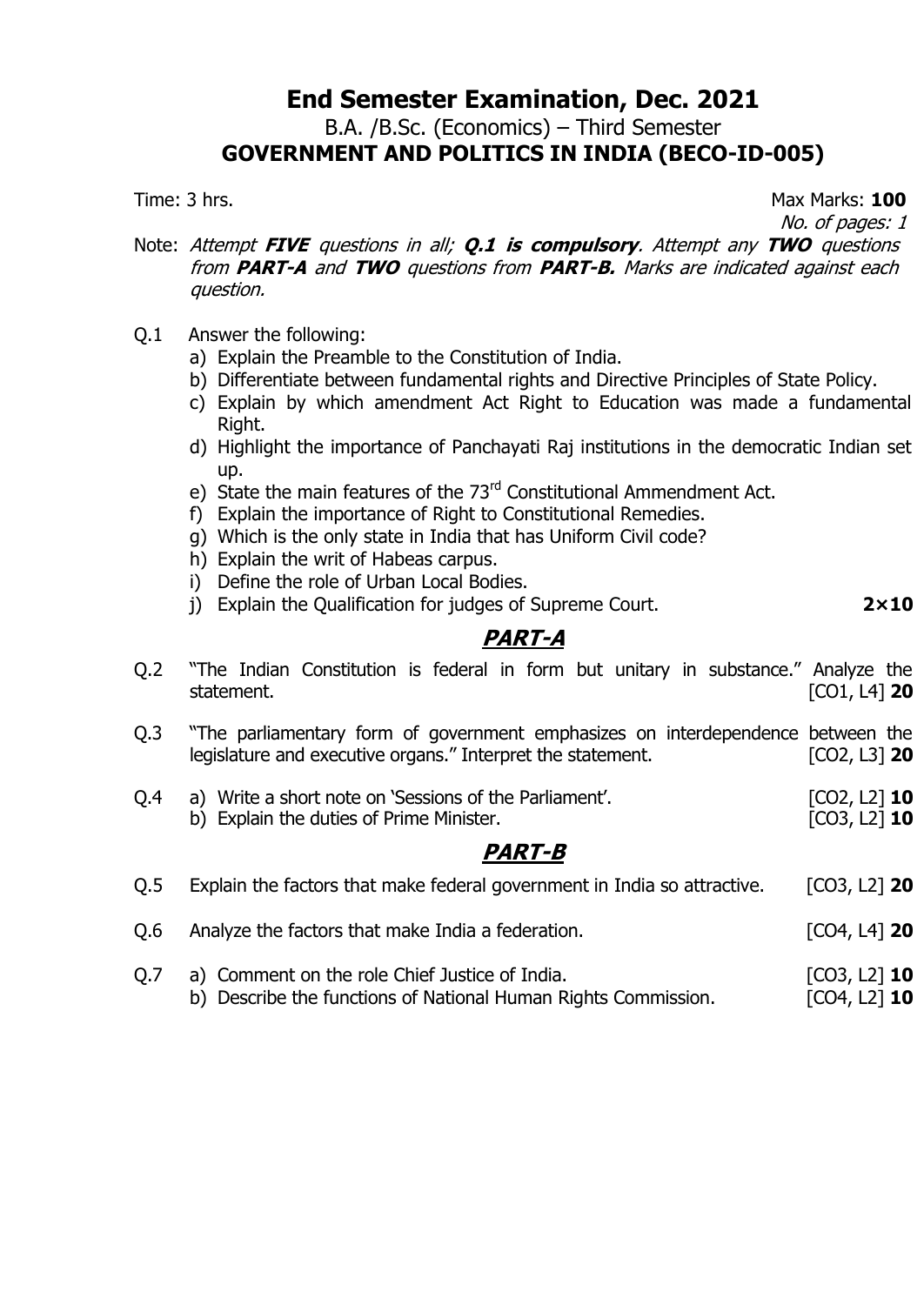# End Semester Examination, Dec. 2021

B.A. /B.Sc. (Economics) – Third Semester

**GOVERNMENT AND POLITICS IN INDIA (BECO-ID-005)**

Time: 3 hrs. Max Marks: **100**

*No. of pages: 1*

Note: *Attempt **FIVE** questions in all; **Q.1 is compulsory**. Attempt any **TWO** questions from **PART-A** and **TWO** questions from **PART-B.** Marks are indicated against each question.*

Q.1 Answer the following:

a) Explain the Preamble to the Constitution of India.
b) Differentiate between fundamental rights and Directive Principles of State Policy.
c) Explain by which amendment Act Right to Education was made a fundamental Right.
d) Highlight the importance of Panchayati Raj institutions in the democratic Indian set up.
e) State the main features of the 73rd Constitutional Ammendment Act.
f) Explain the importance of Right to Constitutional Remedies.
g) Which is the only state in India that has Uniform Civil code?
h) Explain the writ of Habeas carpus.
i) Define the role of Urban Local Bodies.
j) Explain the Qualification for judges of Supreme Court. **2×10**

## *PART-A*

Q.2 "The Indian Constitution is federal in form but unitary in substance." Analyze the statement. [CO1, L4] **20**

Q.3 "The parliamentary form of government emphasizes on interdependence between the legislature and executive organs." Interpret the statement. [CO2, L3] **20**

Q.4 a) Write a short note on 'Sessions of the Parliament'. [CO2, L2] **10**

b) Explain the duties of Prime Minister. [CO3, L2] **10**

## *PART-B*

Q.5 Explain the factors that make federal government in India so attractive. [CO3, L2] **20**

Q.6 Analyze the factors that make India a federation. [CO4, L4] **20**

Q.7 a) Comment on the role Chief Justice of India. [CO3, L2] **10**

b) Describe the functions of National Human Rights Commission. [CO4, L2] **10**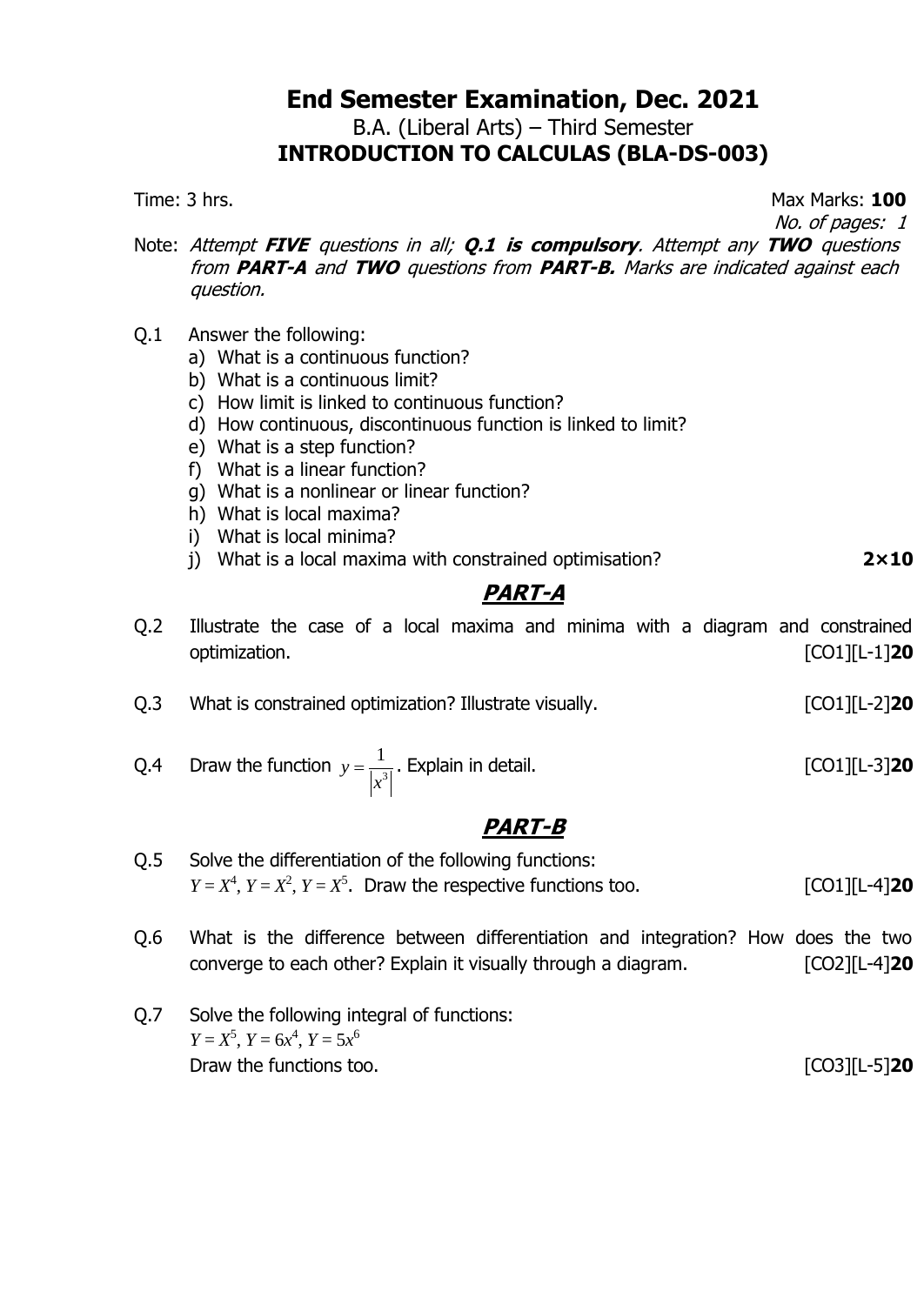# End Semester Examination, Dec. 2021

B.A. (Liberal Arts) – Third Semester

**INTRODUCTION TO CALCULAS (BLA-DS-003)**

Time: 3 hrs. Max Marks: **100**

*No. of pages: 1*

Note: *Attempt **FIVE** questions in all; **Q.1 is compulsory**. Attempt any **TWO** questions from **PART-A** and **TWO** questions from **PART-B.** Marks are indicated against each question.*

Q.1 Answer the following:

a) What is a continuous function?
b) What is a continuous limit?
c) How limit is linked to continuous function?
d) How continuous, discontinuous function is linked to limit?
e) What is a step function?
f) What is a linear function?
g) What is a nonlinear or linear function?
h) What is local maxima?
i) What is local minima?
j) What is a local maxima with constrained optimisation? **2×10**

## *PART-A*

Q.2 Illustrate the case of a local maxima and minima with a diagram and constrained optimization. [CO1][L-1]**20**

Q.3 What is constrained optimization? Illustrate visually. [CO1][L-2]**20**

Q.4 Draw the function $y = \frac{1}{|x^3|}$. Explain in detail. [CO1][L-3]**20**

## *PART-B*

Q.5 Solve the differentiation of the following functions:
$Y = X^4$, $Y = X^2$, $Y = X^5$. Draw the respective functions too. [CO1][L-4]**20**

Q.6 What is the difference between differentiation and integration? How does the two converge to each other? Explain it visually through a diagram. [CO2][L-4]**20**

Q.7 Solve the following integral of functions:
$Y = X^5$, $Y = 6x^4$, $Y = 5x^6$
Draw the functions too. [CO3][L-5]**20**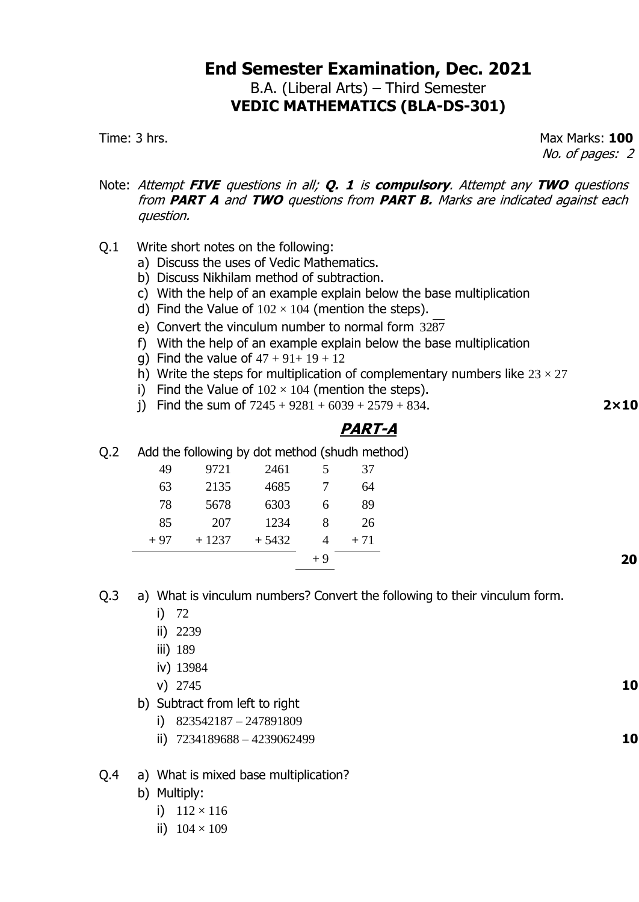# End Semester Examination, Dec. 2021

B.A. (Liberal Arts) – Third Semester

**VEDIC MATHEMATICS (BLA-DS-301)**

Time: 3 hrs. Max Marks: **100**

*No. of pages: 2*

Note: *Attempt **FIVE** questions in all; **Q. 1** is **compulsory**. Attempt any **TWO** questions from **PART A** and **TWO** questions from **PART B.** Marks are indicated against each question.*

Q.1 Write short notes on the following:

a) Discuss the uses of Vedic Mathematics.
b) Discuss Nikhilam method of subtraction.
c) With the help of an example explain below the base multiplication
d) Find the Value of $102 \times 104$ (mention the steps).
e) Convert the vinculum number to normal form $32\overline{87}$
f) With the help of an example explain below the base multiplication
g) Find the value of $47 + 91 + 19 + 12$
h) Write the steps for multiplication of complementary numbers like $23 \times 27$
i) Find the Value of $102 \times 104$ (mention the steps).
j) Find the sum of $7245 + 9281 + 6039 + 2579 + 834$. **2×10**

## *PART-A*

Q.2 Add the following by dot method (shudh method)

| | | | | |
|---|---|---|---|---|
| 49 | 9721 | 2461 | 5 | 37 |
| 63 | 2135 | 4685 | 7 | 64 |
| 78 | 5678 | 6303 | 6 | 89 |
| 85 | 207 | 1234 | 8 | 26 |
| + 97 | + 1237 | + 5432 | 4 | + 71 |
| | | | + 9 | |

**20**

Q.3 a) What is vinculum numbers? Convert the following to their vinculum form.

i) 72
ii) 2239
iii) 189
iv) 13984
v) 2745 **10**

b) Subtract from left to right

i) $823542187 - 247891809$
ii) $7234189688 - 4239062499$ **10**

Q.4 a) What is mixed base multiplication?

b) Multiply:

i) $112 \times 116$
ii) $104 \times 109$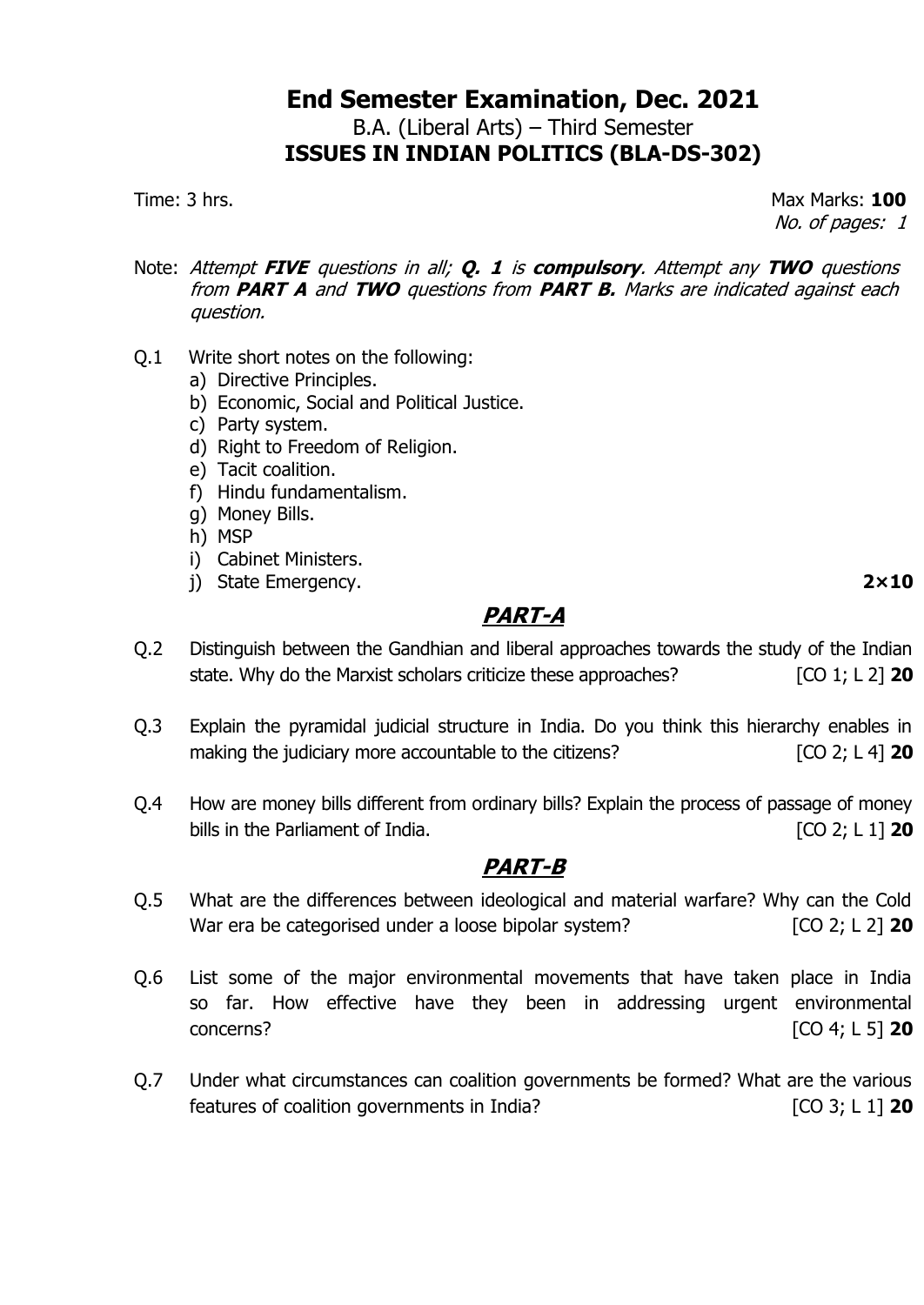# End Semester Examination, Dec. 2021

B.A. (Liberal Arts) – Third Semester

**ISSUES IN INDIAN POLITICS (BLA-DS-302)**

Time: 3 hrs. Max Marks: **100**

*No. of pages: 1*

Note: *Attempt **FIVE** questions in all; **Q. 1** is **compulsory**. Attempt any **TWO** questions from **PART A** and **TWO** questions from **PART B**. Marks are indicated against each question.*

Q.1 Write short notes on the following:

a) Directive Principles.
b) Economic, Social and Political Justice.
c) Party system.
d) Right to Freedom of Religion.
e) Tacit coalition.
f) Hindu fundamentalism.
g) Money Bills.
h) MSP
i) Cabinet Ministers.
j) State Emergency. **2×10**

## ***PART-A***

Q.2 Distinguish between the Gandhian and liberal approaches towards the study of the Indian state. Why do the Marxist scholars criticize these approaches? [CO 1; L 2] **20**

Q.3 Explain the pyramidal judicial structure in India. Do you think this hierarchy enables in making the judiciary more accountable to the citizens? [CO 2; L 4] **20**

Q.4 How are money bills different from ordinary bills? Explain the process of passage of money bills in the Parliament of India. [CO 2; L 1] **20**

## ***PART-B***

Q.5 What are the differences between ideological and material warfare? Why can the Cold War era be categorised under a loose bipolar system? [CO 2; L 2] **20**

Q.6 List some of the major environmental movements that have taken place in India so far. How effective have they been in addressing urgent environmental concerns? [CO 4; L 5] **20**

Q.7 Under what circumstances can coalition governments be formed? What are the various features of coalition governments in India? [CO 3; L 1] **20**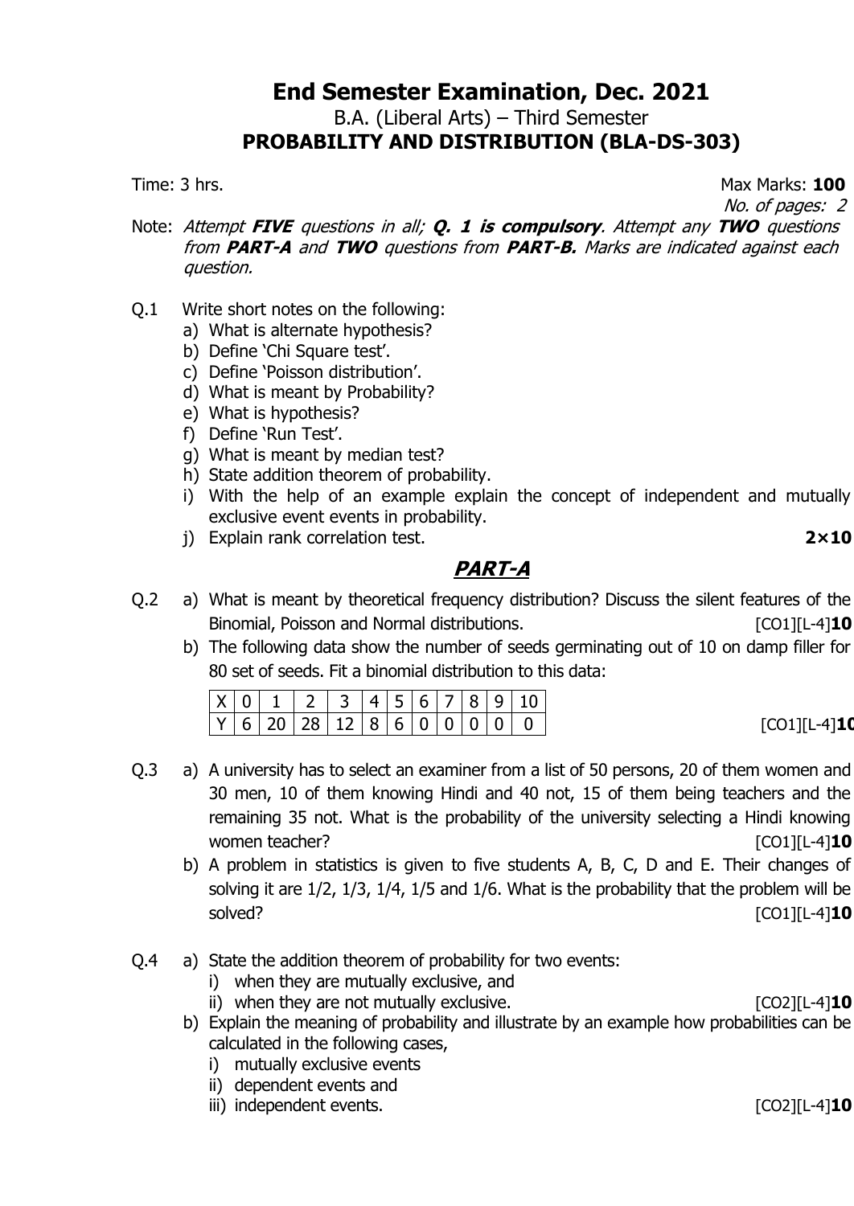# End Semester Examination, Dec. 2021

B.A. (Liberal Arts) – Third Semester

**PROBABILITY AND DISTRIBUTION (BLA-DS-303)**

Time: 3 hrs. Max Marks: **100**

*No. of pages: 2*

Note: *Attempt* ***FIVE*** *questions in all;* ***Q. 1 is compulsory****. Attempt any* ***TWO*** *questions from* ***PART-A*** *and* ***TWO*** *questions from* ***PART-B.*** *Marks are indicated against each question.*

Q.1 Write short notes on the following:

a) What is alternate hypothesis?
b) Define 'Chi Square test'.
c) Define 'Poisson distribution'.
d) What is meant by Probability?
e) What is hypothesis?
f) Define 'Run Test'.
g) What is meant by median test?
h) State addition theorem of probability.
i) With the help of an example explain the concept of independent and mutually exclusive event events in probability.
j) Explain rank correlation test. **2×10**

## *PART-A*

Q.2 a) What is meant by theoretical frequency distribution? Discuss the silent features of the Binomial, Poisson and Normal distributions. [CO1][L-4]**10**

b) The following data show the number of seeds germinating out of 10 on damp filler for 80 set of seeds. Fit a binomial distribution to this data:

| X | 0 | 1 | 2 | 3 | 4 | 5 | 6 | 7 | 8 | 9 | 10 |
|---|---|---|---|---|---|---|---|---|---|---|---|
| Y | 6 | 20 | 28 | 12 | 8 | 6 | 0 | 0 | 0 | 0 | 0 |

[CO1][L-4]**10**

Q.3 a) A university has to select an examiner from a list of 50 persons, 20 of them women and 30 men, 10 of them knowing Hindi and 40 not, 15 of them being teachers and the remaining 35 not. What is the probability of the university selecting a Hindi knowing women teacher? [CO1][L-4]**10**

b) A problem in statistics is given to five students A, B, C, D and E. Their changes of solving it are 1/2, 1/3, 1/4, 1/5 and 1/6. What is the probability that the problem will be solved? [CO1][L-4]**10**

Q.4 a) State the addition theorem of probability for two events:

i) when they are mutually exclusive, and
ii) when they are not mutually exclusive. [CO2][L-4]**10**

b) Explain the meaning of probability and illustrate by an example how probabilities can be calculated in the following cases,

i) mutually exclusive events
ii) dependent events and
iii) independent events. [CO2][L-4]**10**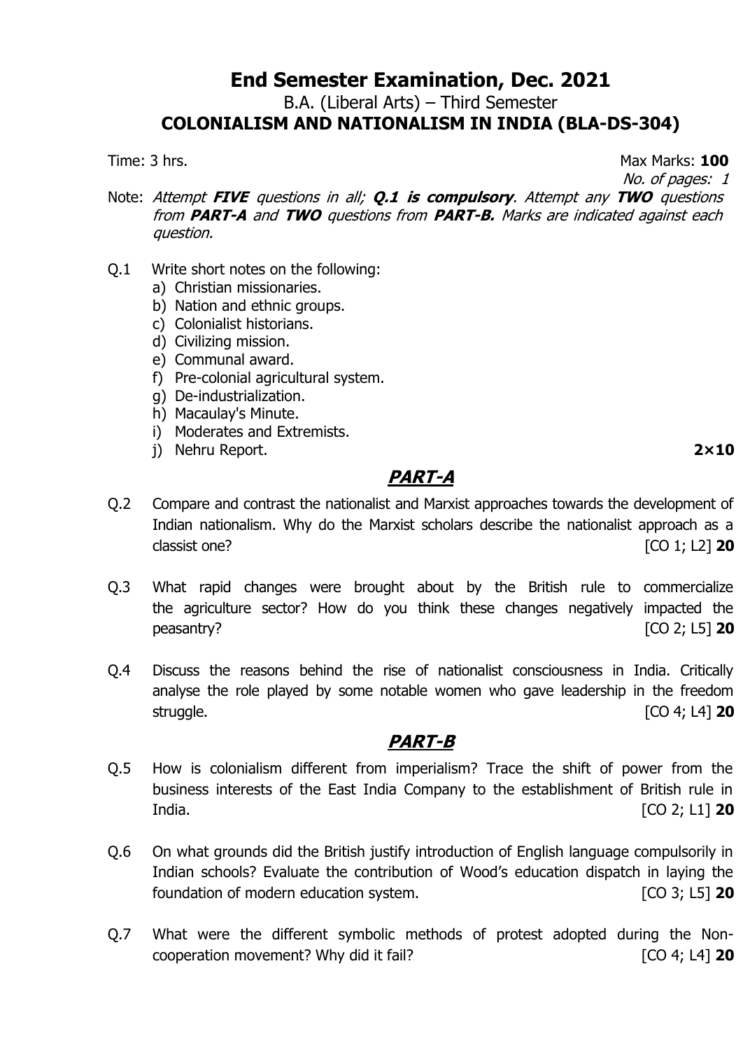# End Semester Examination, Dec. 2021

B.A. (Liberal Arts) – Third Semester

**COLONIALISM AND NATIONALISM IN INDIA (BLA-DS-304)**

Time: 3 hrs. Max Marks: **100**

*No. of pages: 1*

Note: *Attempt **FIVE** questions in all; **Q.1 is compulsory**. Attempt any **TWO** questions from **PART-A** and **TWO** questions from **PART-B.** Marks are indicated against each question.*

Q.1 Write short notes on the following:

a) Christian missionaries.
b) Nation and ethnic groups.
c) Colonialist historians.
d) Civilizing mission.
e) Communal award.
f) Pre-colonial agricultural system.
g) De-industrialization.
h) Macaulay's Minute.
i) Moderates and Extremists.
j) Nehru Report. **2×10**

## *PART-A*

Q.2 Compare and contrast the nationalist and Marxist approaches towards the development of Indian nationalism. Why do the Marxist scholars describe the nationalist approach as a classist one? [CO 1; L2] **20**

Q.3 What rapid changes were brought about by the British rule to commercialize the agriculture sector? How do you think these changes negatively impacted the peasantry? [CO 2; L5] **20**

Q.4 Discuss the reasons behind the rise of nationalist consciousness in India. Critically analyse the role played by some notable women who gave leadership in the freedom struggle. [CO 4; L4] **20**

## *PART-B*

Q.5 How is colonialism different from imperialism? Trace the shift of power from the business interests of the East India Company to the establishment of British rule in India. [CO 2; L1] **20**

Q.6 On what grounds did the British justify introduction of English language compulsorily in Indian schools? Evaluate the contribution of Wood's education dispatch in laying the foundation of modern education system. [CO 3; L5] **20**

Q.7 What were the different symbolic methods of protest adopted during the Non-cooperation movement? Why did it fail? [CO 4; L4] **20**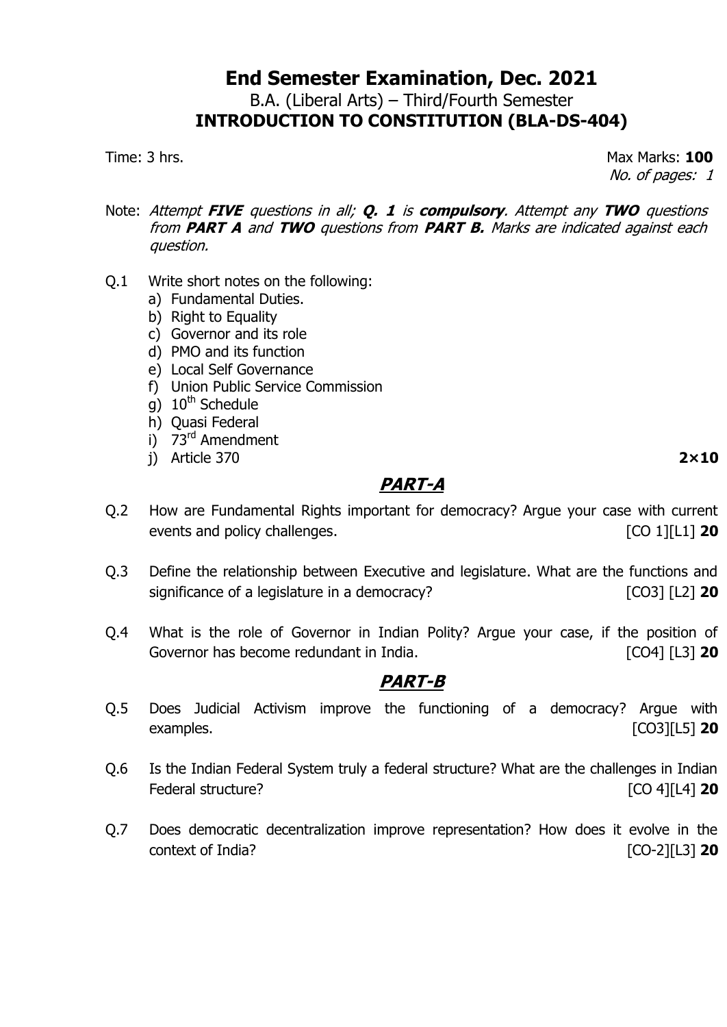# End Semester Examination, Dec. 2021

B.A. (Liberal Arts) – Third/Fourth Semester

**INTRODUCTION TO CONSTITUTION (BLA-DS-404)**

Time: 3 hrs. Max Marks: **100**

*No. of pages: 1*

Note: *Attempt **FIVE** questions in all; **Q. 1** is **compulsory**. Attempt any **TWO** questions from **PART A** and **TWO** questions from **PART B.** Marks are indicated against each question.*

Q.1 Write short notes on the following:

a) Fundamental Duties.
b) Right to Equality
c) Governor and its role
d) PMO and its function
e) Local Self Governance
f) Union Public Service Commission
g) 10th Schedule
h) Quasi Federal
i) 73rd Amendment
j) Article 370 **2×10**

## ***PART-A***

Q.2 How are Fundamental Rights important for democracy? Argue your case with current events and policy challenges. [CO 1][L1] **20**

Q.3 Define the relationship between Executive and legislature. What are the functions and significance of a legislature in a democracy? [CO3] [L2] **20**

Q.4 What is the role of Governor in Indian Polity? Argue your case, if the position of Governor has become redundant in India. [CO4] [L3] **20**

## ***PART-B***

Q.5 Does Judicial Activism improve the functioning of a democracy? Argue with examples. [CO3][L5] **20**

Q.6 Is the Indian Federal System truly a federal structure? What are the challenges in Indian Federal structure? [CO 4][L4] **20**

Q.7 Does democratic decentralization improve representation? How does it evolve in the context of India? [CO-2][L3] **20**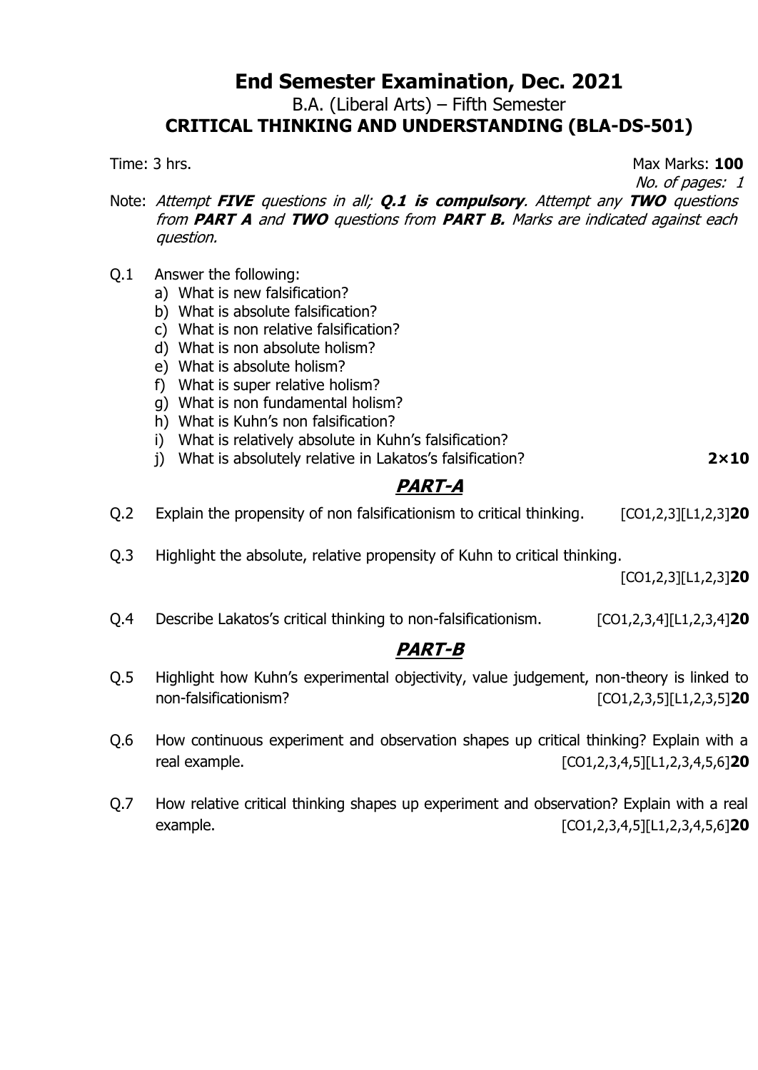# End Semester Examination, Dec. 2021

B.A. (Liberal Arts) – Fifth Semester

**CRITICAL THINKING AND UNDERSTANDING (BLA-DS-501)**

Time: 3 hrs. Max Marks: **100**

*No. of pages: 1*

Note: *Attempt **FIVE** questions in all; **Q.1 is compulsory**. Attempt any **TWO** questions from **PART A** and **TWO** questions from **PART B.** Marks are indicated against each question.*

Q.1 Answer the following:

a) What is new falsification?
b) What is absolute falsification?
c) What is non relative falsification?
d) What is non absolute holism?
e) What is absolute holism?
f) What is super relative holism?
g) What is non fundamental holism?
h) What is Kuhn's non falsification?
i) What is relatively absolute in Kuhn's falsification?
j) What is absolutely relative in Lakatos's falsification? **2×10**

## ***PART-A***

Q.2 Explain the propensity of non falsificationism to critical thinking. [CO1,2,3][L1,2,3]**20**

Q.3 Highlight the absolute, relative propensity of Kuhn to critical thinking. [CO1,2,3][L1,2,3]**20**

Q.4 Describe Lakatos's critical thinking to non-falsificationism. [CO1,2,3,4][L1,2,3,4]**20**

## ***PART-B***

Q.5 Highlight how Kuhn's experimental objectivity, value judgement, non-theory is linked to non-falsificationism? [CO1,2,3,5][L1,2,3,5]**20**

Q.6 How continuous experiment and observation shapes up critical thinking? Explain with a real example. [CO1,2,3,4,5][L1,2,3,4,5,6]**20**

Q.7 How relative critical thinking shapes up experiment and observation? Explain with a real example. [CO1,2,3,4,5][L1,2,3,4,5,6]**20**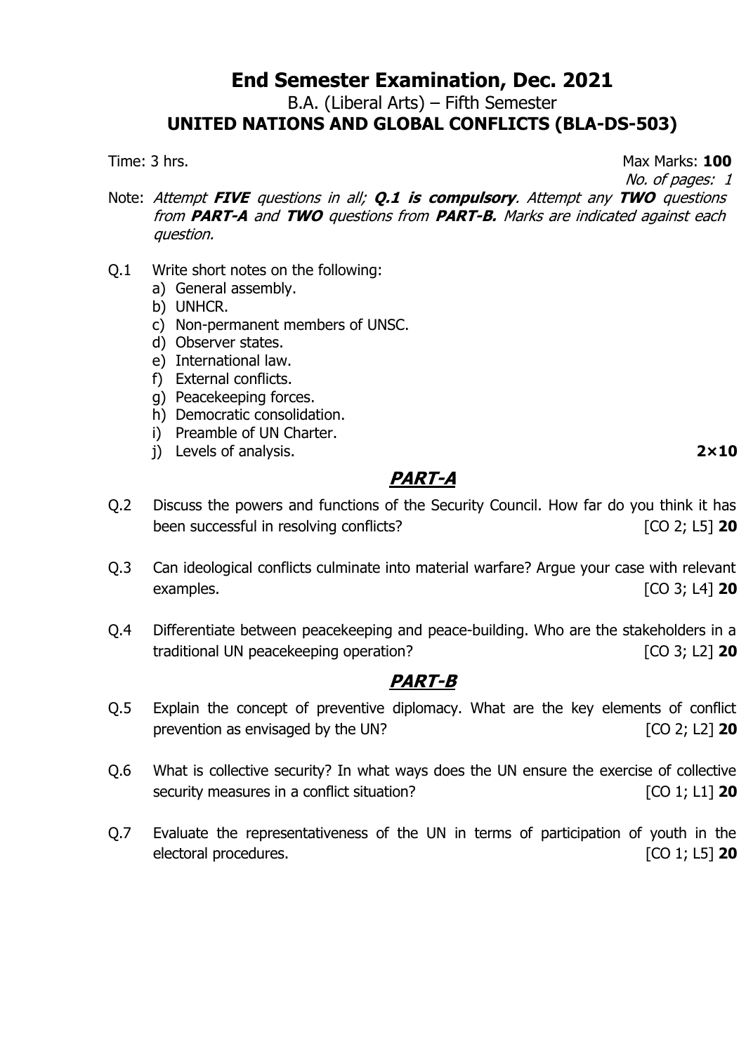# End Semester Examination, Dec. 2021

## B.A. (Liberal Arts) – Fifth Semester

## UNITED NATIONS AND GLOBAL CONFLICTS (BLA-DS-503)

Time: 3 hrs. Max Marks: **100**

*No. of pages: 1*

Note: *Attempt **FIVE** questions in all; **Q.1 is compulsory**. Attempt any **TWO** questions from **PART-A** and **TWO** questions from **PART-B.** Marks are indicated against each question.*

Q.1 Write short notes on the following:

a) General assembly.
b) UNHCR.
c) Non-permanent members of UNSC.
d) Observer states.
e) International law.
f) External conflicts.
g) Peacekeeping forces.
h) Democratic consolidation.
i) Preamble of UN Charter.
j) Levels of analysis. **2×10**

## PART-A

Q.2 Discuss the powers and functions of the Security Council. How far do you think it has been successful in resolving conflicts? [CO 2; L5] **20**

Q.3 Can ideological conflicts culminate into material warfare? Argue your case with relevant examples. [CO 3; L4] **20**

Q.4 Differentiate between peacekeeping and peace-building. Who are the stakeholders in a traditional UN peacekeeping operation? [CO 3; L2] **20**

## PART-B

Q.5 Explain the concept of preventive diplomacy. What are the key elements of conflict prevention as envisaged by the UN? [CO 2; L2] **20**

Q.6 What is collective security? In what ways does the UN ensure the exercise of collective security measures in a conflict situation? [CO 1; L1] **20**

Q.7 Evaluate the representativeness of the UN in terms of participation of youth in the electoral procedures. [CO 1; L5] **20**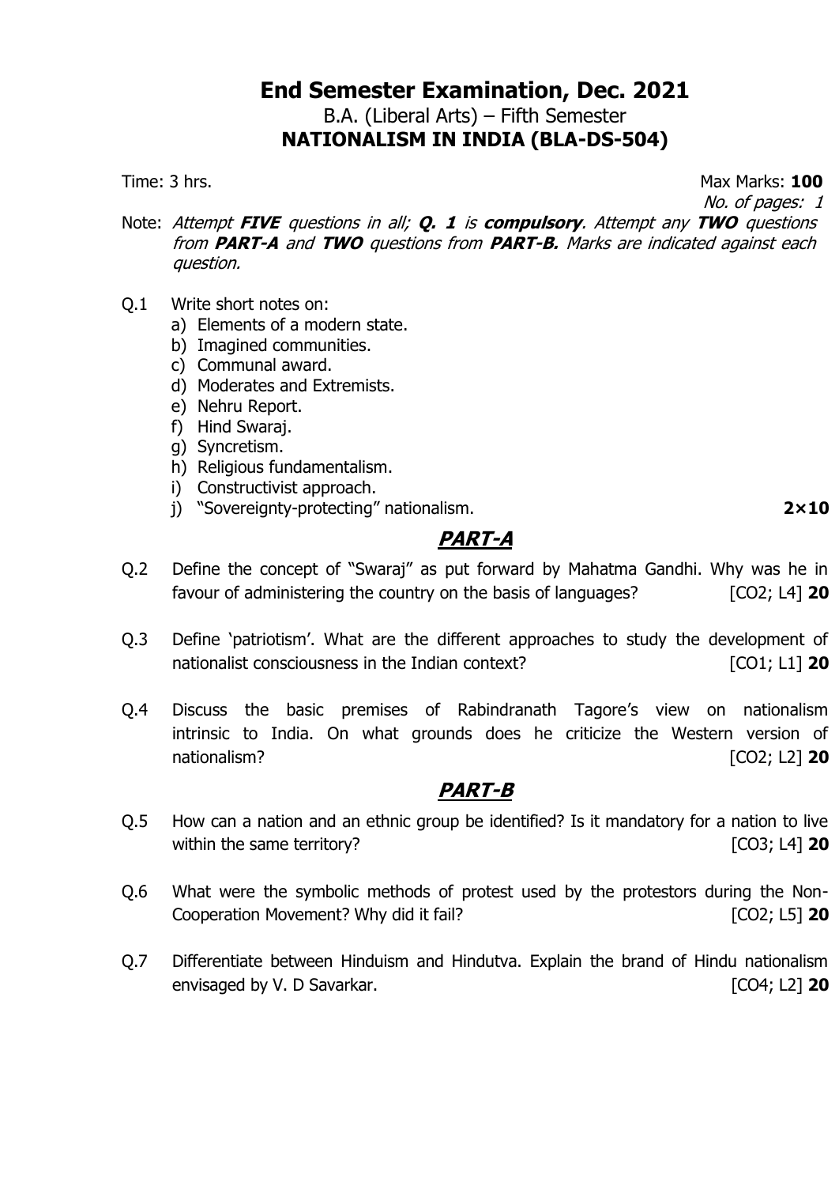# End Semester Examination, Dec. 2021

B.A. (Liberal Arts) – Fifth Semester

**NATIONALISM IN INDIA (BLA-DS-504)**

Time: 3 hrs. Max Marks: **100**

*No. of pages: 1*

Note: *Attempt **FIVE** questions in all; **Q. 1** is **compulsory**. Attempt any **TWO** questions from **PART-A** and **TWO** questions from **PART-B.** Marks are indicated against each question.*

Q.1 Write short notes on:

a) Elements of a modern state.
b) Imagined communities.
c) Communal award.
d) Moderates and Extremists.
e) Nehru Report.
f) Hind Swaraj.
g) Syncretism.
h) Religious fundamentalism.
i) Constructivist approach.
j) "Sovereignty-protecting" nationalism. **2×10**

## PART-A

Q.2 Define the concept of "Swaraj" as put forward by Mahatma Gandhi. Why was he in favour of administering the country on the basis of languages? [CO2; L4] **20**

Q.3 Define 'patriotism'. What are the different approaches to study the development of nationalist consciousness in the Indian context? [CO1; L1] **20**

Q.4 Discuss the basic premises of Rabindranath Tagore's view on nationalism intrinsic to India. On what grounds does he criticize the Western version of nationalism? [CO2; L2] **20**

## PART-B

Q.5 How can a nation and an ethnic group be identified? Is it mandatory for a nation to live within the same territory? [CO3; L4] **20**

Q.6 What were the symbolic methods of protest used by the protestors during the Non-Cooperation Movement? Why did it fail? [CO2; L5] **20**

Q.7 Differentiate between Hinduism and Hindutva. Explain the brand of Hindu nationalism envisaged by V. D Savarkar. [CO4; L2] **20**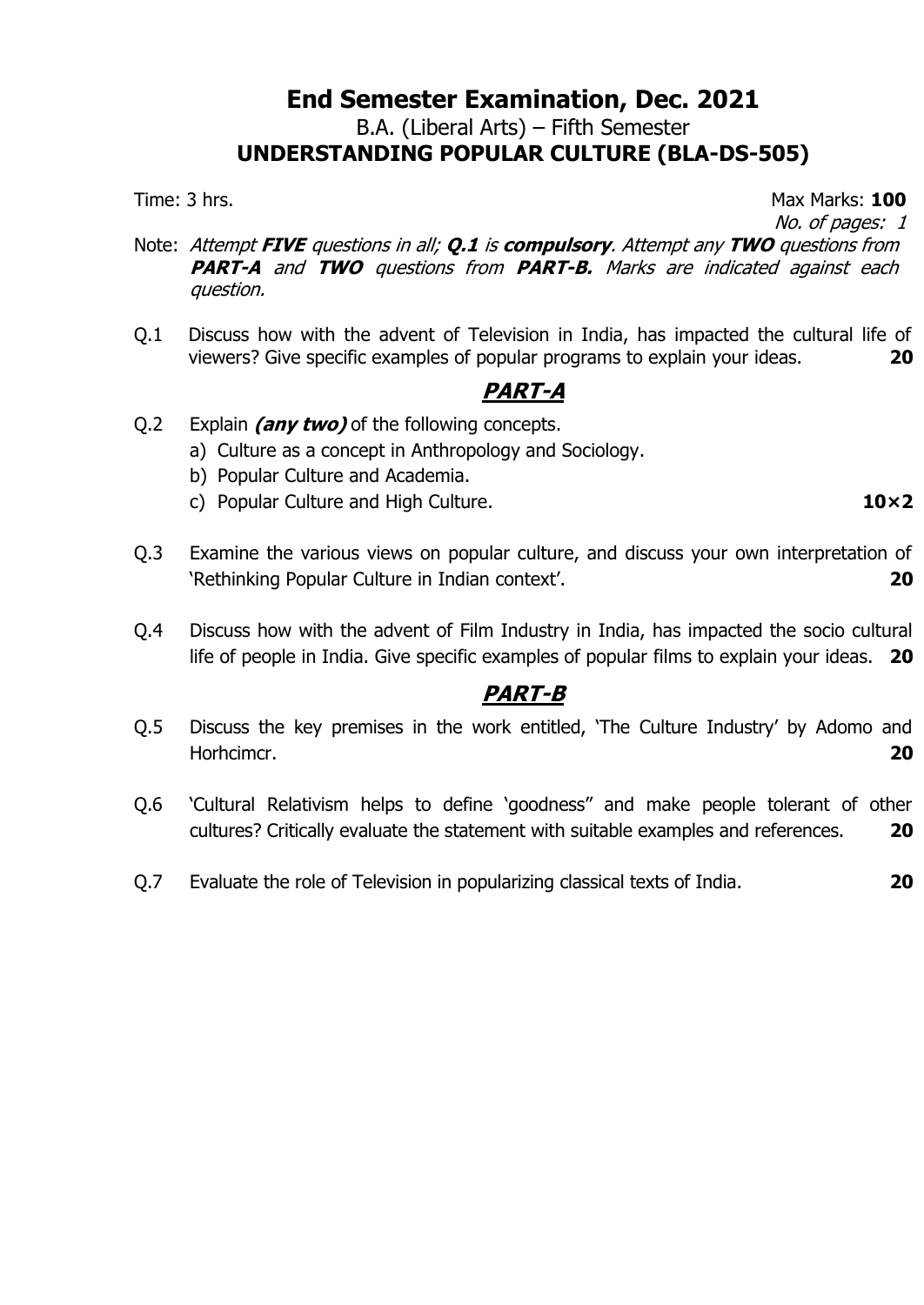# End Semester Examination, Dec. 2021

## B.A. (Liberal Arts) – Fifth Semester

## UNDERSTANDING POPULAR CULTURE (BLA-DS-505)

Time: 3 hrs. Max Marks: **100**

*No. of pages: 1*

Note: *Attempt **FIVE** questions in all; **Q.1** is **compulsory**. Attempt any **TWO** questions from **PART-A** and **TWO** questions from **PART-B**. Marks are indicated against each question.*

Q.1 Discuss how with the advent of Television in India, has impacted the cultural life of viewers? Give specific examples of popular programs to explain your ideas. **20**

## PART-A

Q.2 Explain ***(any two)*** of the following concepts.

a) Culture as a concept in Anthropology and Sociology.

b) Popular Culture and Academia.

c) Popular Culture and High Culture. **10×2**

Q.3 Examine the various views on popular culture, and discuss your own interpretation of 'Rethinking Popular Culture in Indian context'. **20**

Q.4 Discuss how with the advent of Film Industry in India, has impacted the socio cultural life of people in India. Give specific examples of popular films to explain your ideas. **20**

## PART-B

Q.5 Discuss the key premises in the work entitled, 'The Culture Industry' by Adomo and Horhcimcr. **20**

Q.6 'Cultural Relativism helps to define 'goodness" and make people tolerant of other cultures? Critically evaluate the statement with suitable examples and references. **20**

Q.7 Evaluate the role of Television in popularizing classical texts of India. **20**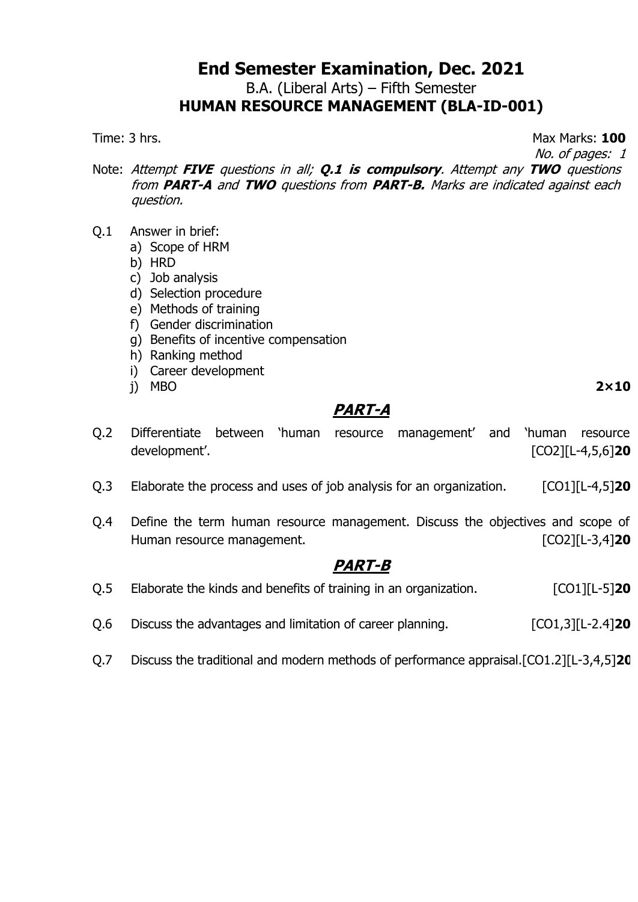# End Semester Examination, Dec. 2021

B.A. (Liberal Arts) – Fifth Semester

## HUMAN RESOURCE MANAGEMENT (BLA-ID-001)

Time: 3 hrs. Max Marks: **100**

*No. of pages: 1*

Note: *Attempt **FIVE** questions in all; **Q.1 is compulsory**. Attempt any **TWO** questions from **PART-A** and **TWO** questions from **PART-B.** Marks are indicated against each question.*

Q.1 Answer in brief:

a) Scope of HRM
b) HRD
c) Job analysis
d) Selection procedure
e) Methods of training
f) Gender discrimination
g) Benefits of incentive compensation
h) Ranking method
i) Career development
j) MBO **2×10**

## ***PART-A***

Q.2 Differentiate between 'human resource management' and 'human resource development'. [CO2][L-4,5,6]**20**

Q.3 Elaborate the process and uses of job analysis for an organization. [CO1][L-4,5]**20**

Q.4 Define the term human resource management. Discuss the objectives and scope of Human resource management. [CO2][L-3,4]**20**

## ***PART-B***

Q.5 Elaborate the kinds and benefits of training in an organization. [CO1][L-5]**20**

Q.6 Discuss the advantages and limitation of career planning. [CO1,3][L-2.4]**20**

Q.7 Discuss the traditional and modern methods of performance appraisal.[CO1.2][L-3,4,5]**20**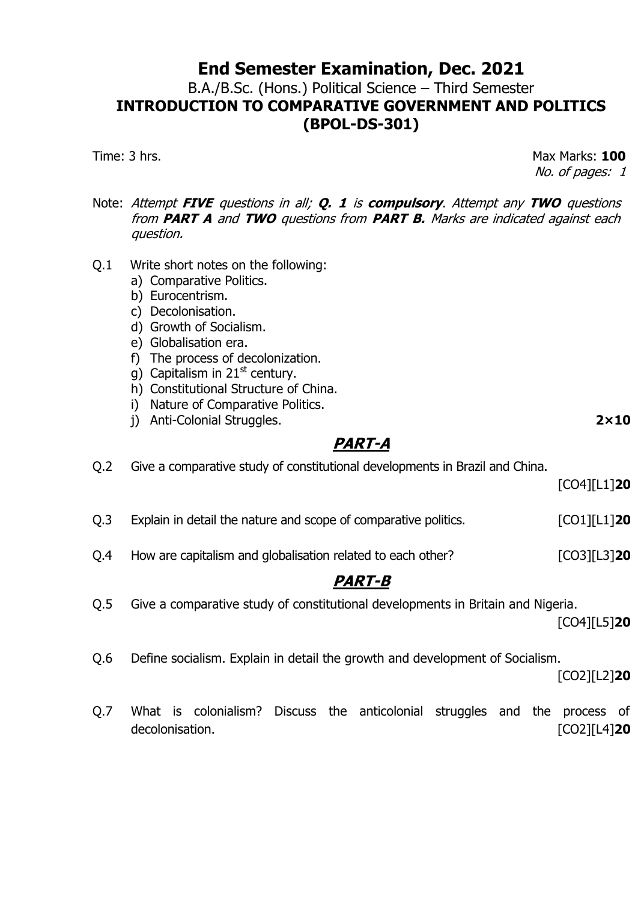# End Semester Examination, Dec. 2021

## B.A./B.Sc. (Hons.) Political Science – Third Semester

## INTRODUCTION TO COMPARATIVE GOVERNMENT AND POLITICS (BPOL-DS-301)

Time: 3 hrs. Max Marks: **100**

*No. of pages: 1*

Note: *Attempt* ***FIVE*** *questions in all;* ***Q. 1*** *is* ***compulsory****. Attempt any* ***TWO*** *questions from* ***PART A*** *and* ***TWO*** *questions from* ***PART B.*** *Marks are indicated against each question.*

Q.1 Write short notes on the following:

a) Comparative Politics.
b) Eurocentrism.
c) Decolonisation.
d) Growth of Socialism.
e) Globalisation era.
f) The process of decolonization.
g) Capitalism in 21$^{st}$ century.
h) Constitutional Structure of China.
i) Nature of Comparative Politics.
j) Anti-Colonial Struggles. **2×10**

## *PART-A*

Q.2 Give a comparative study of constitutional developments in Brazil and China. [CO4][L1]**20**

Q.3 Explain in detail the nature and scope of comparative politics. [CO1][L1]**20**

Q.4 How are capitalism and globalisation related to each other? [CO3][L3]**20**

## *PART-B*

Q.5 Give a comparative study of constitutional developments in Britain and Nigeria. [CO4][L5]**20**

Q.6 Define socialism. Explain in detail the growth and development of Socialism. [CO2][L2]**20**

Q.7 What is colonialism? Discuss the anticolonial struggles and the process of decolonisation. [CO2][L4]**20**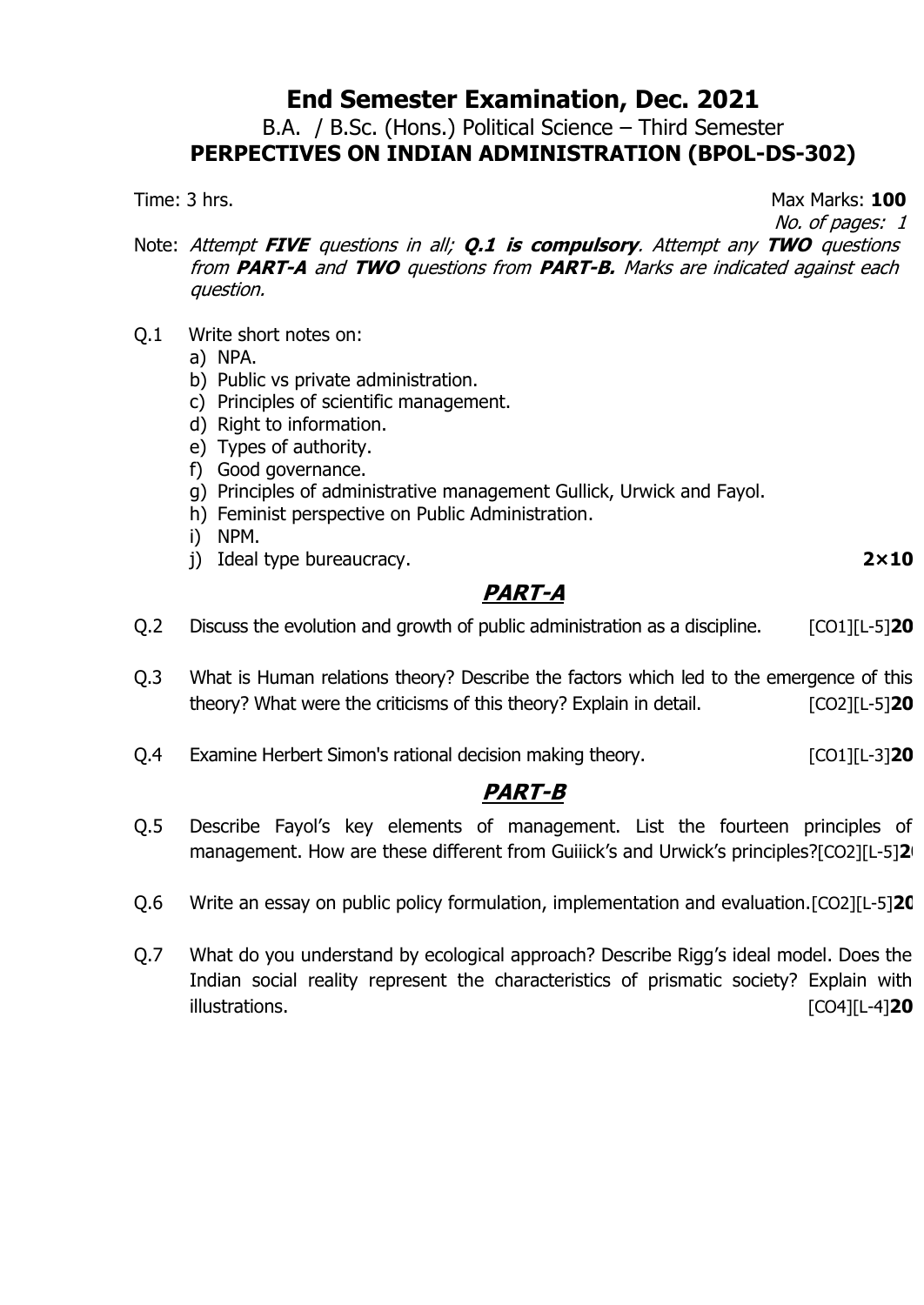# End Semester Examination, Dec. 2021

B.A. / B.Sc. (Hons.) Political Science – Third Semester

**PERPECTIVES ON INDIAN ADMINISTRATION (BPOL-DS-302)**

Time: 3 hrs. Max Marks: **100**

*No. of pages: 1*

Note: *Attempt **FIVE** questions in all; **Q.1 is compulsory**. Attempt any **TWO** questions from **PART-A** and **TWO** questions from **PART-B.** Marks are indicated against each question.*

Q.1 Write short notes on:

a) NPA.
b) Public vs private administration.
c) Principles of scientific management.
d) Right to information.
e) Types of authority.
f) Good governance.
g) Principles of administrative management Gullick, Urwick and Fayol.
h) Feminist perspective on Public Administration.
i) NPM.
j) Ideal type bureaucracy. **2×10**

## PART-A

Q.2 Discuss the evolution and growth of public administration as a discipline. [CO1][L-5]**20**

Q.3 What is Human relations theory? Describe the factors which led to the emergence of this theory? What were the criticisms of this theory? Explain in detail. [CO2][L-5]**20**

Q.4 Examine Herbert Simon's rational decision making theory. [CO1][L-3]**20**

## PART-B

Q.5 Describe Fayol's key elements of management. List the fourteen principles of management. How are these different from Guiiick's and Urwick's principles?[CO2][L-5]**20**

Q.6 Write an essay on public policy formulation, implementation and evaluation.[CO2][L-5]**20**

Q.7 What do you understand by ecological approach? Describe Rigg's ideal model. Does the Indian social reality represent the characteristics of prismatic society? Explain with illustrations. [CO4][L-4]**20**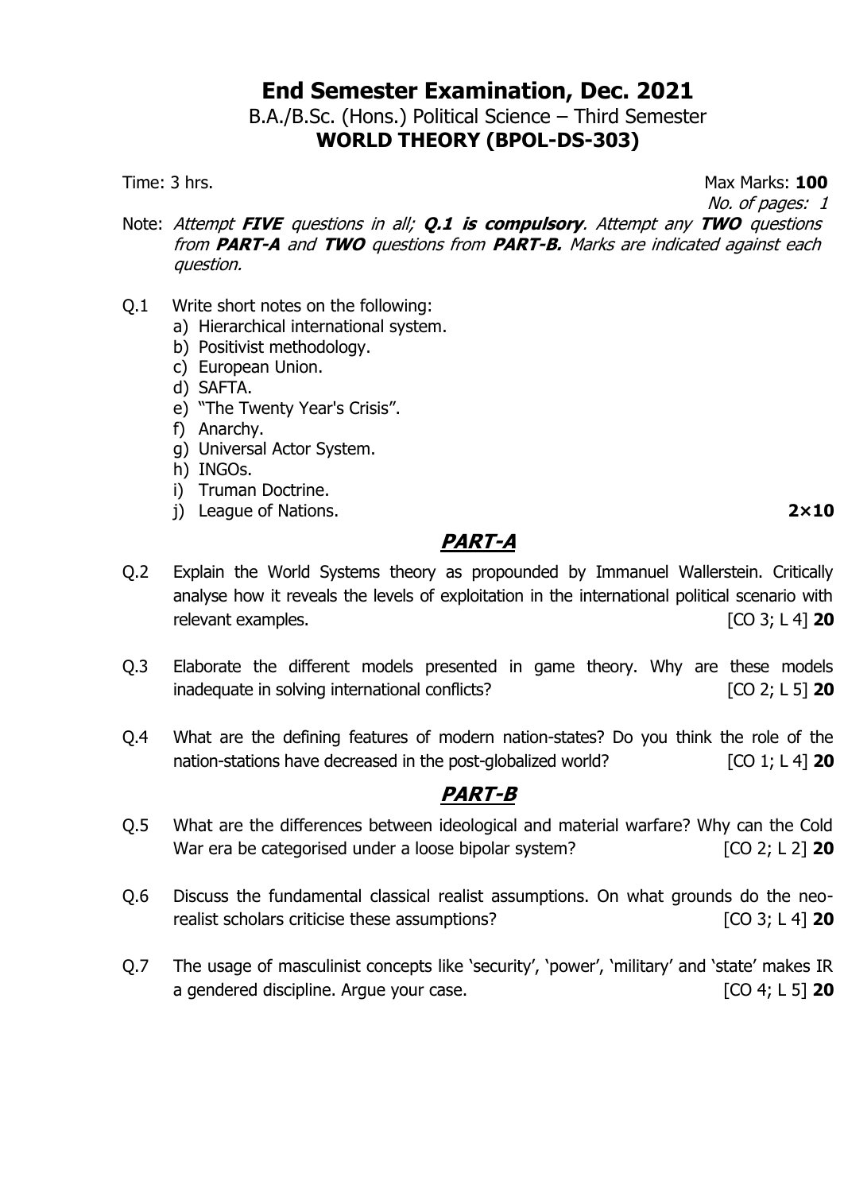# End Semester Examination, Dec. 2021

B.A./B.Sc. (Hons.) Political Science – Third Semester

**WORLD THEORY (BPOL-DS-303)**

Time: 3 hrs. Max Marks: **100**

*No. of pages: 1*

Note: *Attempt **FIVE** questions in all; **Q.1 is compulsory**. Attempt any **TWO** questions from **PART-A** and **TWO** questions from **PART-B**. Marks are indicated against each question.*

Q.1 Write short notes on the following:

a) Hierarchical international system.
b) Positivist methodology.
c) European Union.
d) SAFTA.
e) "The Twenty Year's Crisis".
f) Anarchy.
g) Universal Actor System.
h) INGOs.
i) Truman Doctrine.
j) League of Nations. **2×10**

## *PART-A*

Q.2 Explain the World Systems theory as propounded by Immanuel Wallerstein. Critically analyse how it reveals the levels of exploitation in the international political scenario with relevant examples. [CO 3; L 4] **20**

Q.3 Elaborate the different models presented in game theory. Why are these models inadequate in solving international conflicts? [CO 2; L 5] **20**

Q.4 What are the defining features of modern nation-states? Do you think the role of the nation-stations have decreased in the post-globalized world? [CO 1; L 4] **20**

## *PART-B*

Q.5 What are the differences between ideological and material warfare? Why can the Cold War era be categorised under a loose bipolar system? [CO 2; L 2] **20**

Q.6 Discuss the fundamental classical realist assumptions. On what grounds do the neo-realist scholars criticise these assumptions? [CO 3; L 4] **20**

Q.7 The usage of masculinist concepts like 'security', 'power', 'military' and 'state' makes IR a gendered discipline. Argue your case. [CO 4; L 5] **20**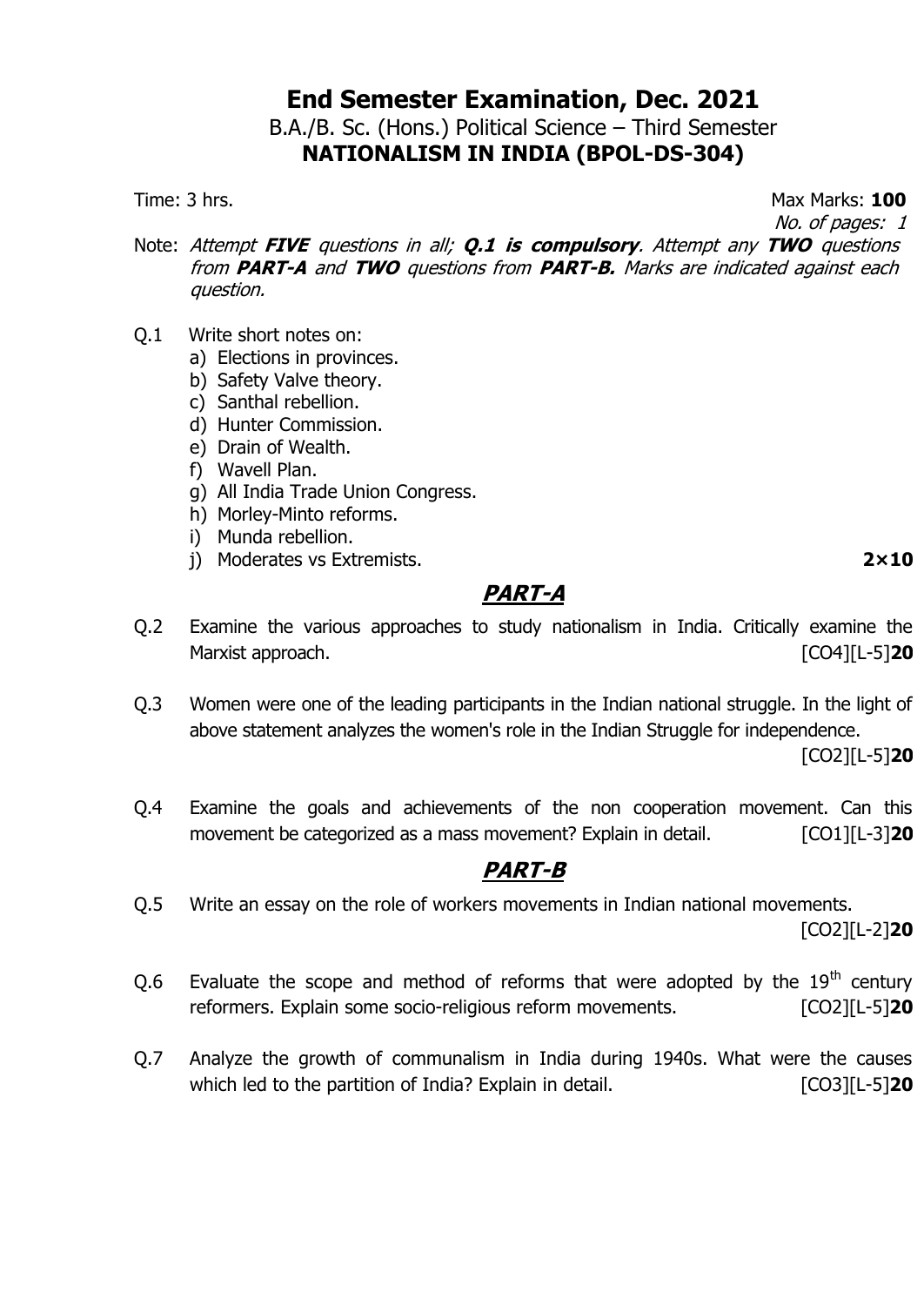# End Semester Examination, Dec. 2021

## B.A./B. Sc. (Hons.) Political Science – Third Semester

## NATIONALISM IN INDIA (BPOL-DS-304)

Time: 3 hrs. Max Marks: **100**

*No. of pages: 1*

Note: *Attempt **FIVE** questions in all; **Q.1 is compulsory**. Attempt any **TWO** questions from **PART-A** and **TWO** questions from **PART-B**. Marks are indicated against each question.*

Q.1 Write short notes on:

a) Elections in provinces.
b) Safety Valve theory.
c) Santhal rebellion.
d) Hunter Commission.
e) Drain of Wealth.
f) Wavell Plan.
g) All India Trade Union Congress.
h) Morley-Minto reforms.
i) Munda rebellion.
j) Moderates vs Extremists. **2×10**

## *PART-A*

Q.2 Examine the various approaches to study nationalism in India. Critically examine the Marxist approach. [CO4][L-5]**20**

Q.3 Women were one of the leading participants in the Indian national struggle. In the light of above statement analyzes the women's role in the Indian Struggle for independence. [CO2][L-5]**20**

Q.4 Examine the goals and achievements of the non cooperation movement. Can this movement be categorized as a mass movement? Explain in detail. [CO1][L-3]**20**

## *PART-B*

Q.5 Write an essay on the role of workers movements in Indian national movements. [CO2][L-2]**20**

Q.6 Evaluate the scope and method of reforms that were adopted by the 19th century reformers. Explain some socio-religious reform movements. [CO2][L-5]**20**

Q.7 Analyze the growth of communalism in India during 1940s. What were the causes which led to the partition of India? Explain in detail. [CO3][L-5]**20**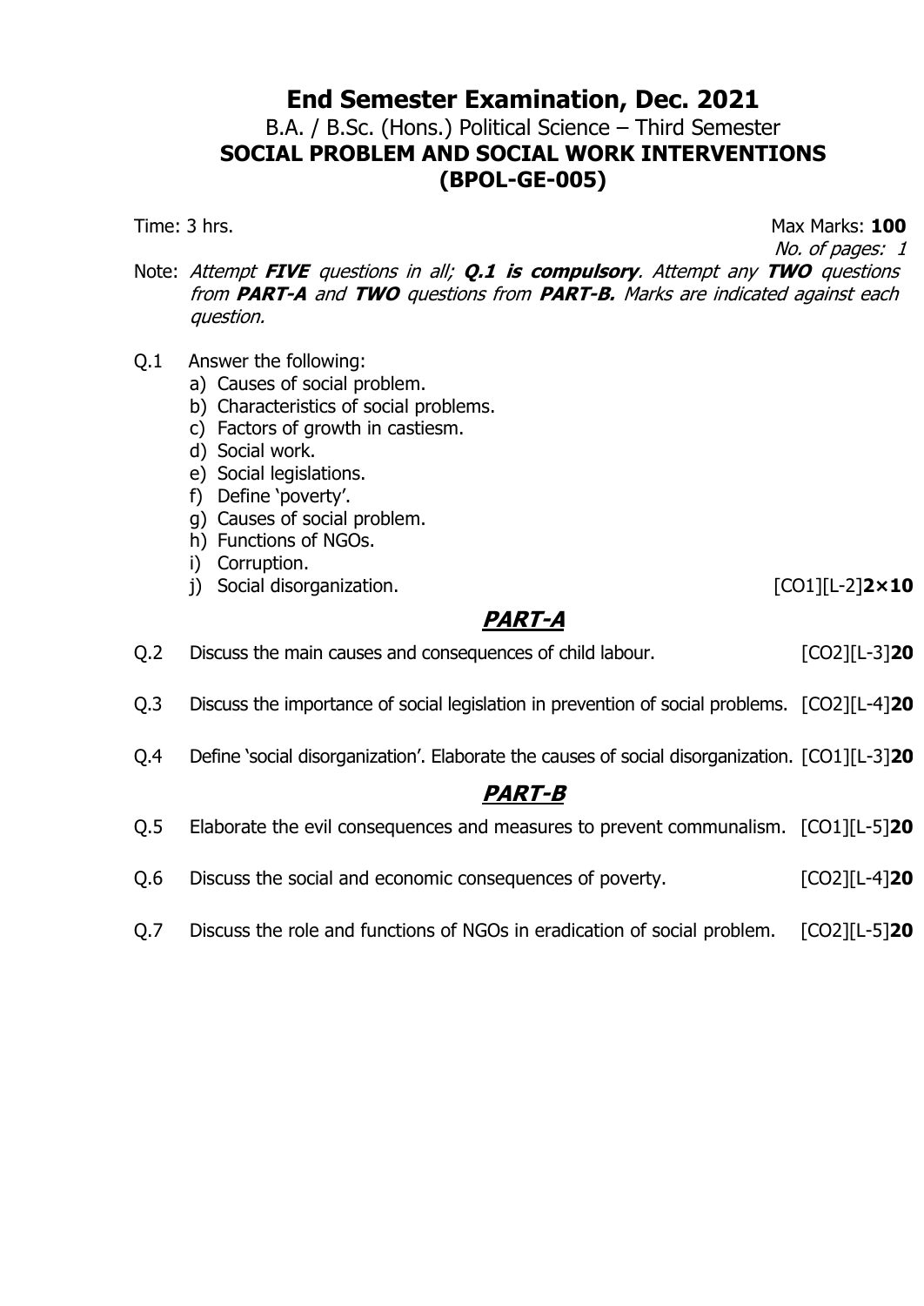# End Semester Examination, Dec. 2021

B.A. / B.Sc. (Hons.) Political Science – Third Semester

**SOCIAL PROBLEM AND SOCIAL WORK INTERVENTIONS**

**(BPOL-GE-005)**

Time: 3 hrs. Max Marks: **100**

*No. of pages: 1*

Note: *Attempt **FIVE** questions in all; **Q.1 is compulsory**. Attempt any **TWO** questions from **PART-A** and **TWO** questions from **PART-B.** Marks are indicated against each question.*

Q.1 Answer the following:

a) Causes of social problem.
b) Characteristics of social problems.
c) Factors of growth in castiesm.
d) Social work.
e) Social legislations.
f) Define 'poverty'.
g) Causes of social problem.
h) Functions of NGOs.
i) Corruption.
j) Social disorganization. [CO1][L-2]**2×10**

## ***PART-A***

Q.2 Discuss the main causes and consequences of child labour. [CO2][L-3]**20**

Q.3 Discuss the importance of social legislation in prevention of social problems. [CO2][L-4]**20**

Q.4 Define 'social disorganization'. Elaborate the causes of social disorganization. [CO1][L-3]**20**

## ***PART-B***

Q.5 Elaborate the evil consequences and measures to prevent communalism. [CO1][L-5]**20**

Q.6 Discuss the social and economic consequences of poverty. [CO2][L-4]**20**

Q.7 Discuss the role and functions of NGOs in eradication of social problem. [CO2][L-5]**20**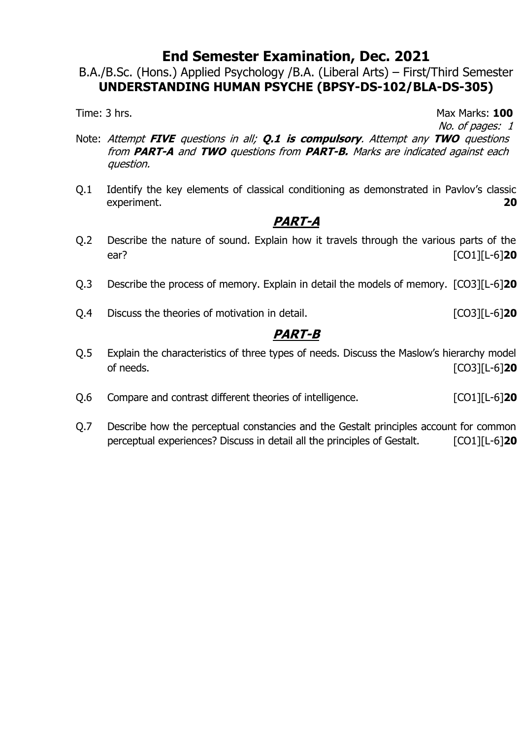# End Semester Examination, Dec. 2021

B.A./B.Sc. (Hons.) Applied Psychology /B.A. (Liberal Arts) – First/Third Semester

**UNDERSTANDING HUMAN PSYCHE (BPSY-DS-102/BLA-DS-305)**

Time: 3 hrs. Max Marks: **100**

*No. of pages: 1*

Note: *Attempt **FIVE** questions in all; **Q.1 is compulsory**. Attempt any **TWO** questions from **PART-A** and **TWO** questions from **PART-B**. Marks are indicated against each question.*

Q.1 Identify the key elements of classical conditioning as demonstrated in Pavlov's classic experiment. **20**

## *PART-A*

Q.2 Describe the nature of sound. Explain how it travels through the various parts of the ear? [CO1][L-6]**20**

Q.3 Describe the process of memory. Explain in detail the models of memory. [CO3][L-6]**20**

Q.4 Discuss the theories of motivation in detail. [CO3][L-6]**20**

## *PART-B*

Q.5 Explain the characteristics of three types of needs. Discuss the Maslow's hierarchy model of needs. [CO3][L-6]**20**

Q.6 Compare and contrast different theories of intelligence. [CO1][L-6]**20**

Q.7 Describe how the perceptual constancies and the Gestalt principles account for common perceptual experiences? Discuss in detail all the principles of Gestalt. [CO1][L-6]**20**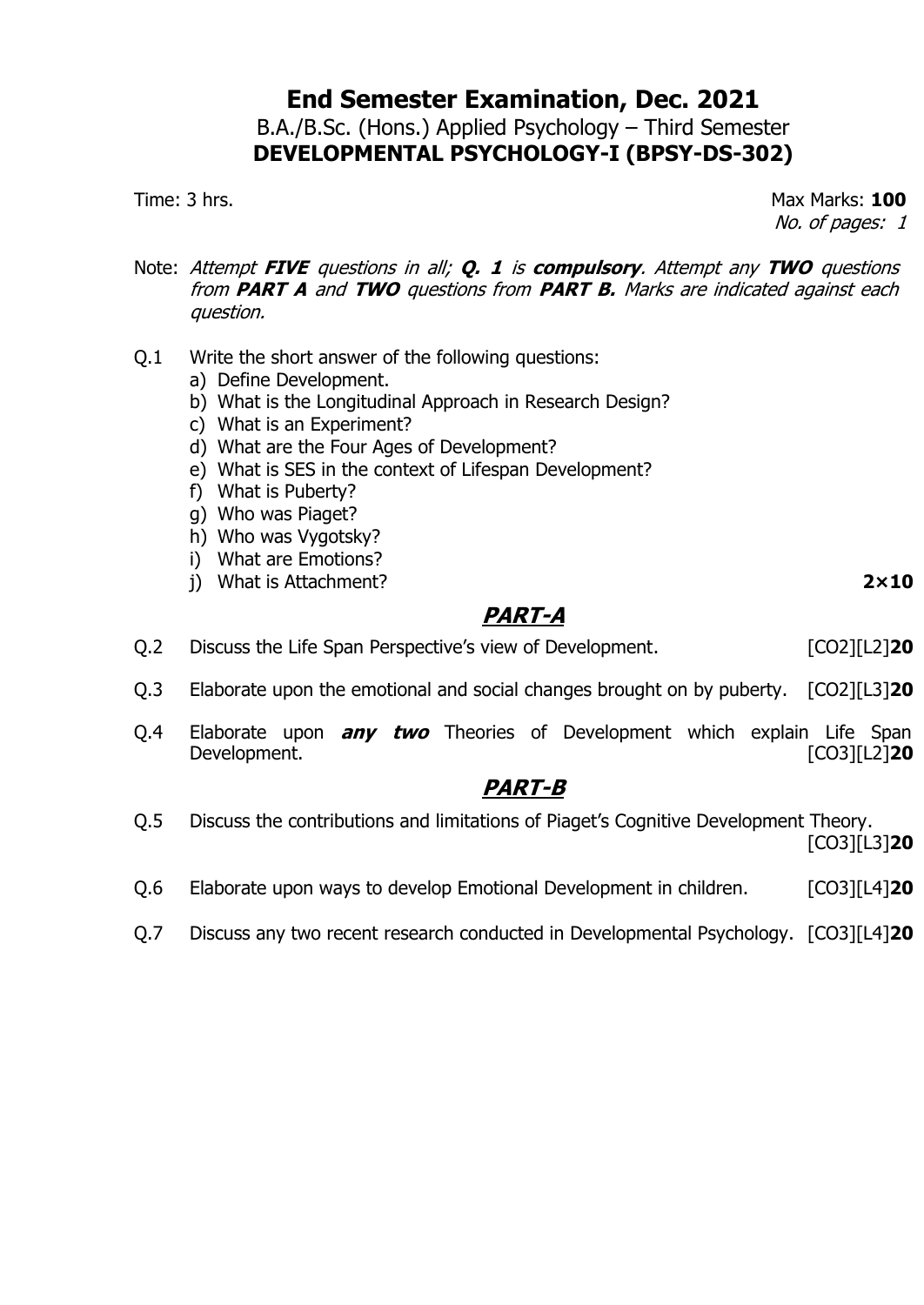# End Semester Examination, Dec. 2021

B.A./B.Sc. (Hons.) Applied Psychology – Third Semester

**DEVELOPMENTAL PSYCHOLOGY-I (BPSY-DS-302)**

Time: 3 hrs. Max Marks: **100**

*No. of pages: 1*

Note: *Attempt* ***FIVE*** *questions in all;* ***Q. 1*** *is* ***compulsory****. Attempt any* ***TWO*** *questions from* ***PART A*** *and* ***TWO*** *questions from* ***PART B.*** *Marks are indicated against each question.*

Q.1 Write the short answer of the following questions:

a) Define Development.
b) What is the Longitudinal Approach in Research Design?
c) What is an Experiment?
d) What are the Four Ages of Development?
e) What is SES in the context of Lifespan Development?
f) What is Puberty?
g) Who was Piaget?
h) Who was Vygotsky?
i) What are Emotions?
j) What is Attachment? **2×10**

## ***PART-A***

Q.2 Discuss the Life Span Perspective's view of Development. [CO2][L2]**20**

Q.3 Elaborate upon the emotional and social changes brought on by puberty. [CO2][L3]**20**

Q.4 Elaborate upon ***any two*** Theories of Development which explain Life Span Development. [CO3][L2]**20**

## ***PART-B***

Q.5 Discuss the contributions and limitations of Piaget's Cognitive Development Theory. [CO3][L3]**20**

Q.6 Elaborate upon ways to develop Emotional Development in children. [CO3][L4]**20**

Q.7 Discuss any two recent research conducted in Developmental Psychology. [CO3][L4]**20**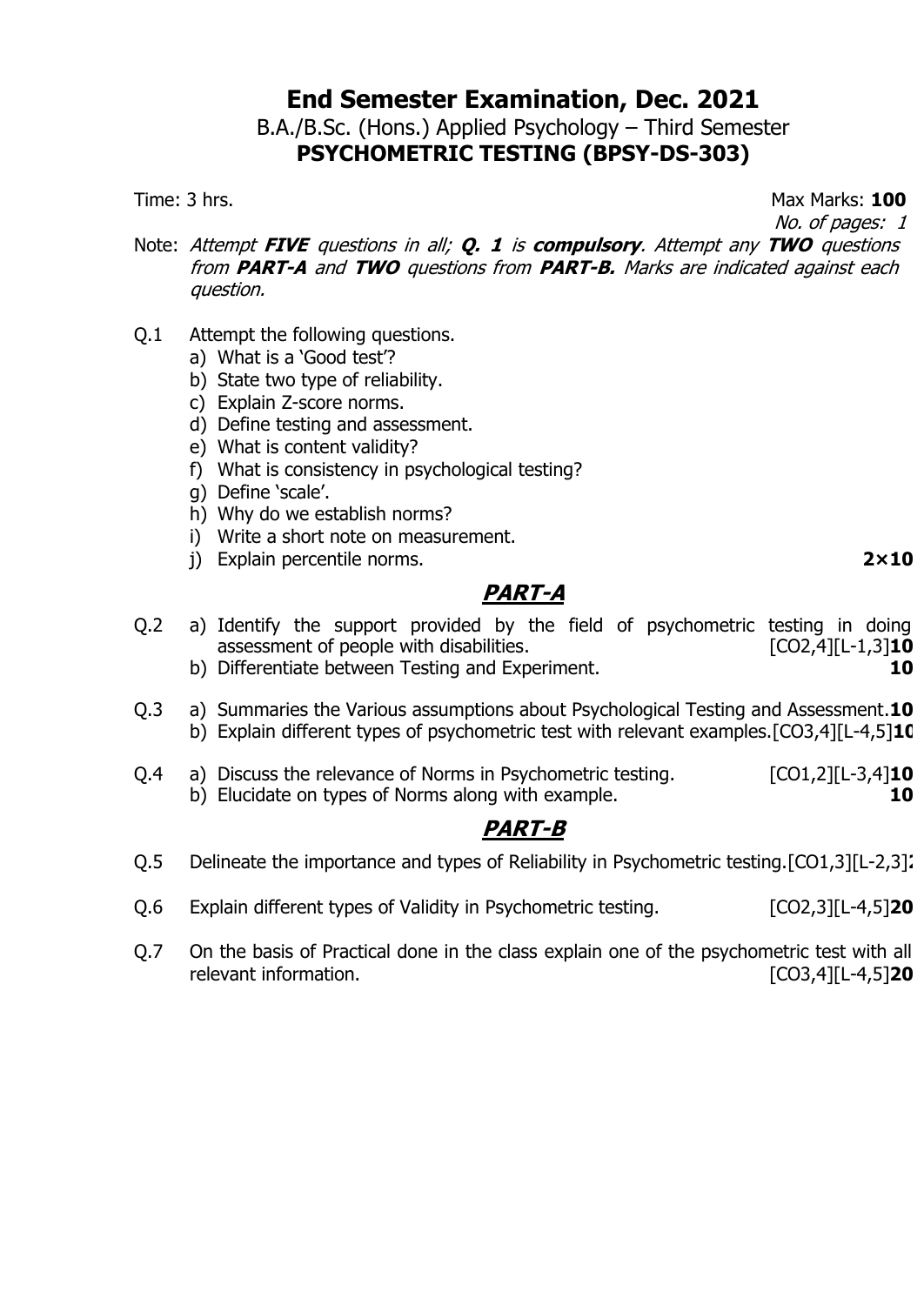# End Semester Examination, Dec. 2021

B.A./B.Sc. (Hons.) Applied Psychology – Third Semester

**PSYCHOMETRIC TESTING (BPSY-DS-303)**

Time: 3 hrs. Max Marks: **100**

*No. of pages: 1*

Note: *Attempt **FIVE** questions in all; **Q. 1** is **compulsory**. Attempt any **TWO** questions from **PART-A** and **TWO** questions from **PART-B.** Marks are indicated against each question.*

Q.1 Attempt the following questions.

a) What is a 'Good test'?
b) State two type of reliability.
c) Explain Z-score norms.
d) Define testing and assessment.
e) What is content validity?
f) What is consistency in psychological testing?
g) Define 'scale'.
h) Why do we establish norms?
i) Write a short note on measurement.
j) Explain percentile norms. **2×10**

## PART-A

Q.2 a) Identify the support provided by the field of psychometric testing in doing assessment of people with disabilities. [CO2,4][L-1,3]**10**

b) Differentiate between Testing and Experiment. **10**

Q.3 a) Summaries the Various assumptions about Psychological Testing and Assessment.**10**

b) Explain different types of psychometric test with relevant examples.[CO3,4][L-4,5]**10**

Q.4 a) Discuss the relevance of Norms in Psychometric testing. [CO1,2][L-3,4]**10**

b) Elucidate on types of Norms along with example. **10**

## PART-B

Q.5 Delineate the importance and types of Reliability in Psychometric testing.[CO1,3][L-2,3]**2**

Q.6 Explain different types of Validity in Psychometric testing. [CO2,3][L-4,5]**20**

Q.7 On the basis of Practical done in the class explain one of the psychometric test with all relevant information. [CO3,4][L-4,5]**20**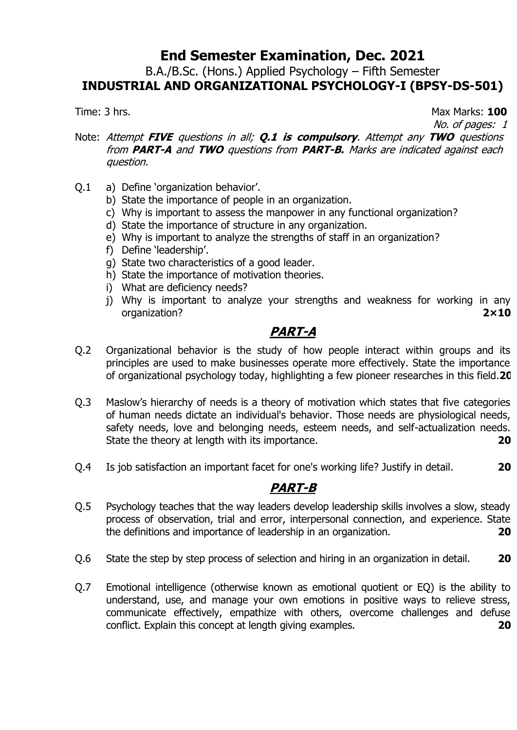# End Semester Examination, Dec. 2021

B.A./B.Sc. (Hons.) Applied Psychology – Fifth Semester

**INDUSTRIAL AND ORGANIZATIONAL PSYCHOLOGY-I (BPSY-DS-501)**

Time: 3 hrs. Max Marks: **100**

*No. of pages: 1*

Note: *Attempt **FIVE** questions in all; **Q.1 is compulsory**. Attempt any **TWO** questions from **PART-A** and **TWO** questions from **PART-B.** Marks are indicated against each question.*

Q.1
a) Define 'organization behavior'.
b) State the importance of people in an organization.
c) Why is important to assess the manpower in any functional organization?
d) State the importance of structure in any organization.
e) Why is important to analyze the strengths of staff in an organization?
f) Define 'leadership'.
g) State two characteristics of a good leader.
h) State the importance of motivation theories.
i) What are deficiency needs?
j) Why is important to analyze your strengths and weakness for working in any organization? **2×10**

## *PART-A*

Q.2 Organizational behavior is the study of how people interact within groups and its principles are used to make businesses operate more effectively. State the importance of organizational psychology today, highlighting a few pioneer researches in this field. **20**

Q.3 Maslow's hierarchy of needs is a theory of motivation which states that five categories of human needs dictate an individual's behavior. Those needs are physiological needs, safety needs, love and belonging needs, esteem needs, and self-actualization needs. State the theory at length with its importance. **20**

Q.4 Is job satisfaction an important facet for one's working life? Justify in detail. **20**

## *PART-B*

Q.5 Psychology teaches that the way leaders develop leadership skills involves a slow, steady process of observation, trial and error, interpersonal connection, and experience. State the definitions and importance of leadership in an organization. **20**

Q.6 State the step by step process of selection and hiring in an organization in detail. **20**

Q.7 Emotional intelligence (otherwise known as emotional quotient or EQ) is the ability to understand, use, and manage your own emotions in positive ways to relieve stress, communicate effectively, empathize with others, overcome challenges and defuse conflict. Explain this concept at length giving examples. **20**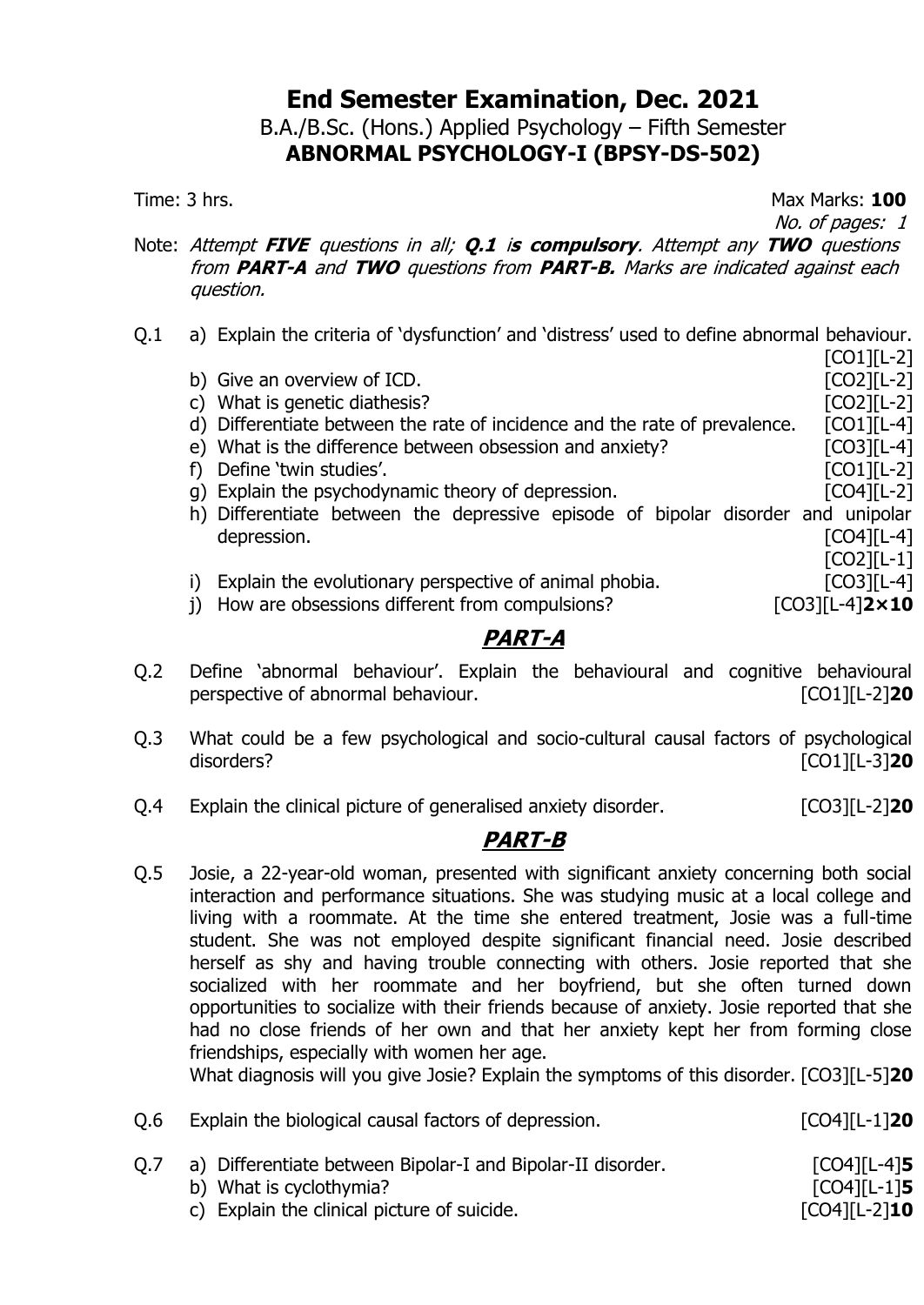# End Semester Examination, Dec. 2021

B.A./B.Sc. (Hons.) Applied Psychology – Fifth Semester

**ABNORMAL PSYCHOLOGY-I (BPSY-DS-502)**

Time: 3 hrs. Max Marks: **100**

*No. of pages: 1*

Note: *Attempt **FIVE** questions in all; **Q.1 is compulsory**. Attempt any **TWO** questions from **PART-A** and **TWO** questions from **PART-B.** Marks are indicated against each question.*

Q.1 a) Explain the criteria of 'dysfunction' and 'distress' used to define abnormal behaviour. [CO1][L-2]

b) Give an overview of ICD. [CO2][L-2]

c) What is genetic diathesis? [CO2][L-2]

d) Differentiate between the rate of incidence and the rate of prevalence. [CO1][L-4]

e) What is the difference between obsession and anxiety? [CO3][L-4]

f) Define 'twin studies'. [CO1][L-2]

g) Explain the psychodynamic theory of depression. [CO4][L-2]

h) Differentiate between the depressive episode of bipolar disorder and unipolar depression. [CO4][L-4] [CO2][L-1]

i) Explain the evolutionary perspective of animal phobia. [CO3][L-4]

j) How are obsessions different from compulsions? [CO3][L-4]**2×10**

## PART-A

Q.2 Define 'abnormal behaviour'. Explain the behavioural and cognitive behavioural perspective of abnormal behaviour. [CO1][L-2]**20**

Q.3 What could be a few psychological and socio-cultural causal factors of psychological disorders? [CO1][L-3]**20**

Q.4 Explain the clinical picture of generalised anxiety disorder. [CO3][L-2]**20**

## PART-B

Q.5 Josie, a 22-year-old woman, presented with significant anxiety concerning both social interaction and performance situations. She was studying music at a local college and living with a roommate. At the time she entered treatment, Josie was a full-time student. She was not employed despite significant financial need. Josie described herself as shy and having trouble connecting with others. Josie reported that she socialized with her roommate and her boyfriend, but she often turned down opportunities to socialize with their friends because of anxiety. Josie reported that she had no close friends of her own and that her anxiety kept her from forming close friendships, especially with women her age.

What diagnosis will you give Josie? Explain the symptoms of this disorder. [CO3][L-5]**20**

Q.6 Explain the biological causal factors of depression. [CO4][L-1]**20**

Q.7 a) Differentiate between Bipolar-I and Bipolar-II disorder. [CO4][L-4]**5**

b) What is cyclothymia? [CO4][L-1]**5**

c) Explain the clinical picture of suicide. [CO4][L-2]**10**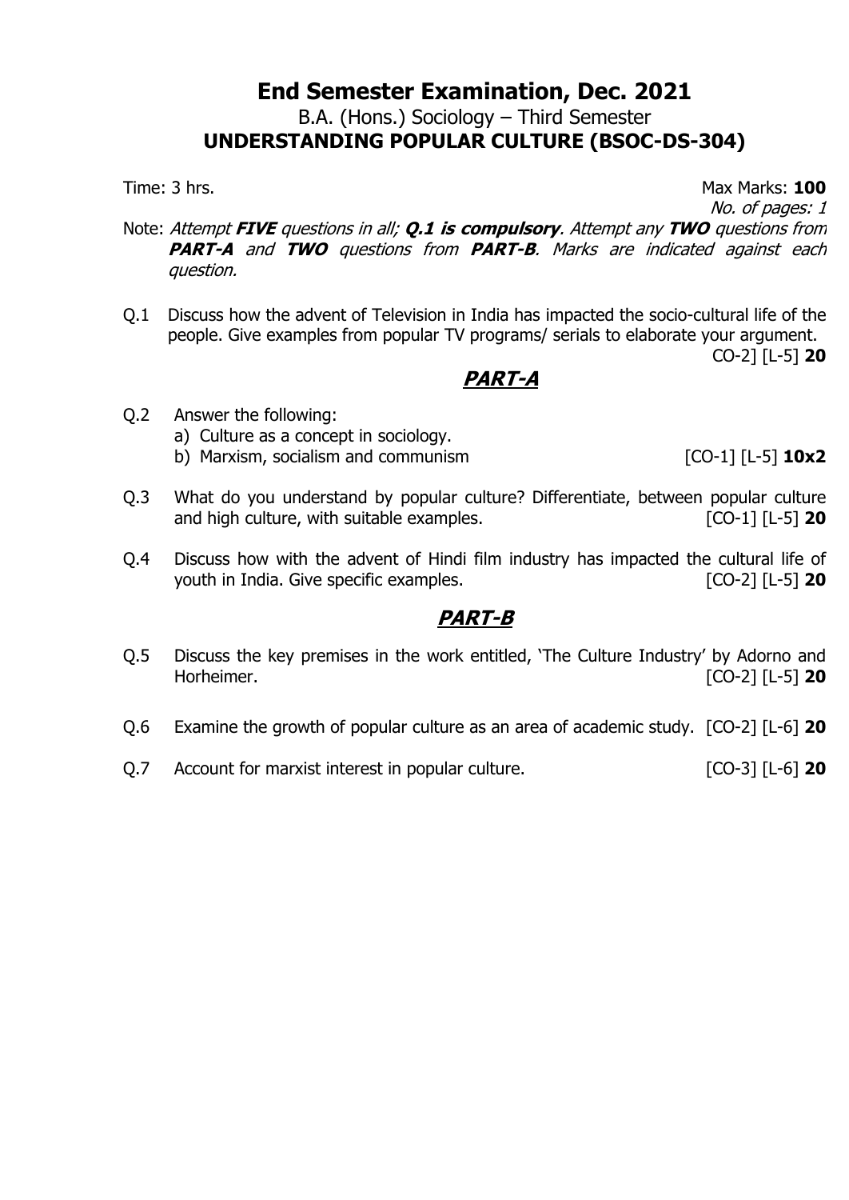# End Semester Examination, Dec. 2021

B.A. (Hons.) Sociology – Third Semester

**UNDERSTANDING POPULAR CULTURE (BSOC-DS-304)**

Time: 3 hrs. Max Marks: **100**

*No. of pages: 1*

Note: *Attempt* ***FIVE*** *questions in all;* ***Q.1 is compulsory****. Attempt any* ***TWO*** *questions from* ***PART-A*** *and* ***TWO*** *questions from* ***PART-B****. Marks are indicated against each question.*

Q.1 Discuss how the advent of Television in India has impacted the socio-cultural life of the people. Give examples from popular TV programs/ serials to elaborate your argument. CO-2] [L-5] **20**

## PART-A

Q.2 Answer the following:

a) Culture as a concept in sociology.

b) Marxism, socialism and communism [CO-1] [L-5] **10x2**

Q.3 What do you understand by popular culture? Differentiate, between popular culture and high culture, with suitable examples. [CO-1] [L-5] **20**

Q.4 Discuss how with the advent of Hindi film industry has impacted the cultural life of youth in India. Give specific examples. [CO-2] [L-5] **20**

## PART-B

Q.5 Discuss the key premises in the work entitled, 'The Culture Industry' by Adorno and Horheimer. [CO-2] [L-5] **20**

Q.6 Examine the growth of popular culture as an area of academic study. [CO-2] [L-6] **20**

Q.7 Account for marxist interest in popular culture. [CO-3] [L-6] **20**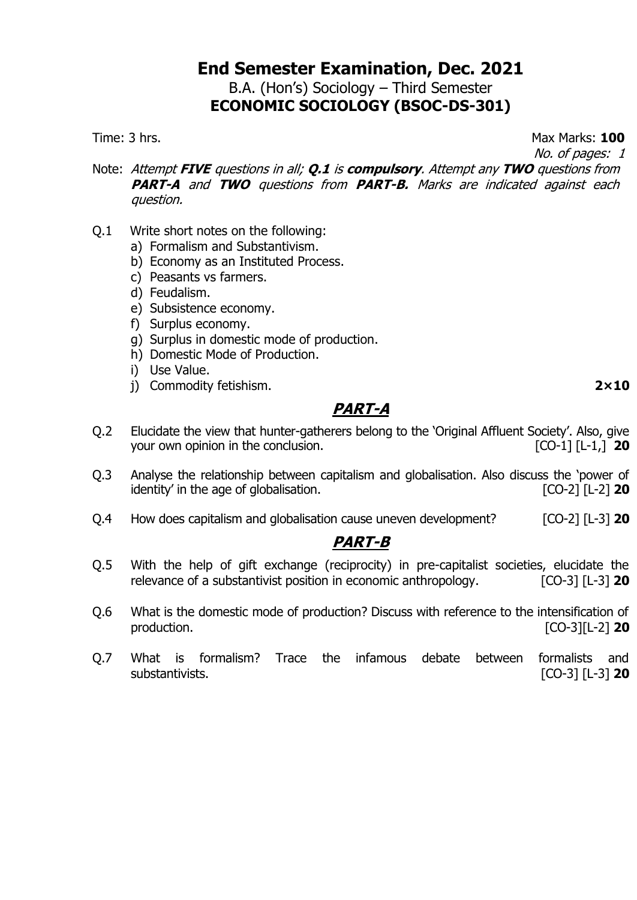# End Semester Examination, Dec. 2021

B.A. (Hon's) Sociology – Third Semester

**ECONOMIC SOCIOLOGY (BSOC-DS-301)**

Time: 3 hrs. Max Marks: **100**

*No. of pages: 1*

Note: *Attempt **FIVE** questions in all; **Q.1** is **compulsory**. Attempt any **TWO** questions from **PART-A** and **TWO** questions from **PART-B.** Marks are indicated against each question.*

Q.1 Write short notes on the following:

a) Formalism and Substantivism.
b) Economy as an Instituted Process.
c) Peasants vs farmers.
d) Feudalism.
e) Subsistence economy.
f) Surplus economy.
g) Surplus in domestic mode of production.
h) Domestic Mode of Production.
i) Use Value.
j) Commodity fetishism. **2×10**

## *PART-A*

Q.2 Elucidate the view that hunter-gatherers belong to the 'Original Affluent Society'. Also, give your own opinion in the conclusion. [CO-1] [L-1,] **20**

Q.3 Analyse the relationship between capitalism and globalisation. Also discuss the 'power of identity' in the age of globalisation. [CO-2] [L-2] **20**

Q.4 How does capitalism and globalisation cause uneven development? [CO-2] [L-3] **20**

## *PART-B*

Q.5 With the help of gift exchange (reciprocity) in pre-capitalist societies, elucidate the relevance of a substantivist position in economic anthropology. [CO-3] [L-3] **20**

Q.6 What is the domestic mode of production? Discuss with reference to the intensification of production. [CO-3][L-2] **20**

Q.7 What is formalism? Trace the infamous debate between formalists and substantivists. [CO-3] [L-3] **20**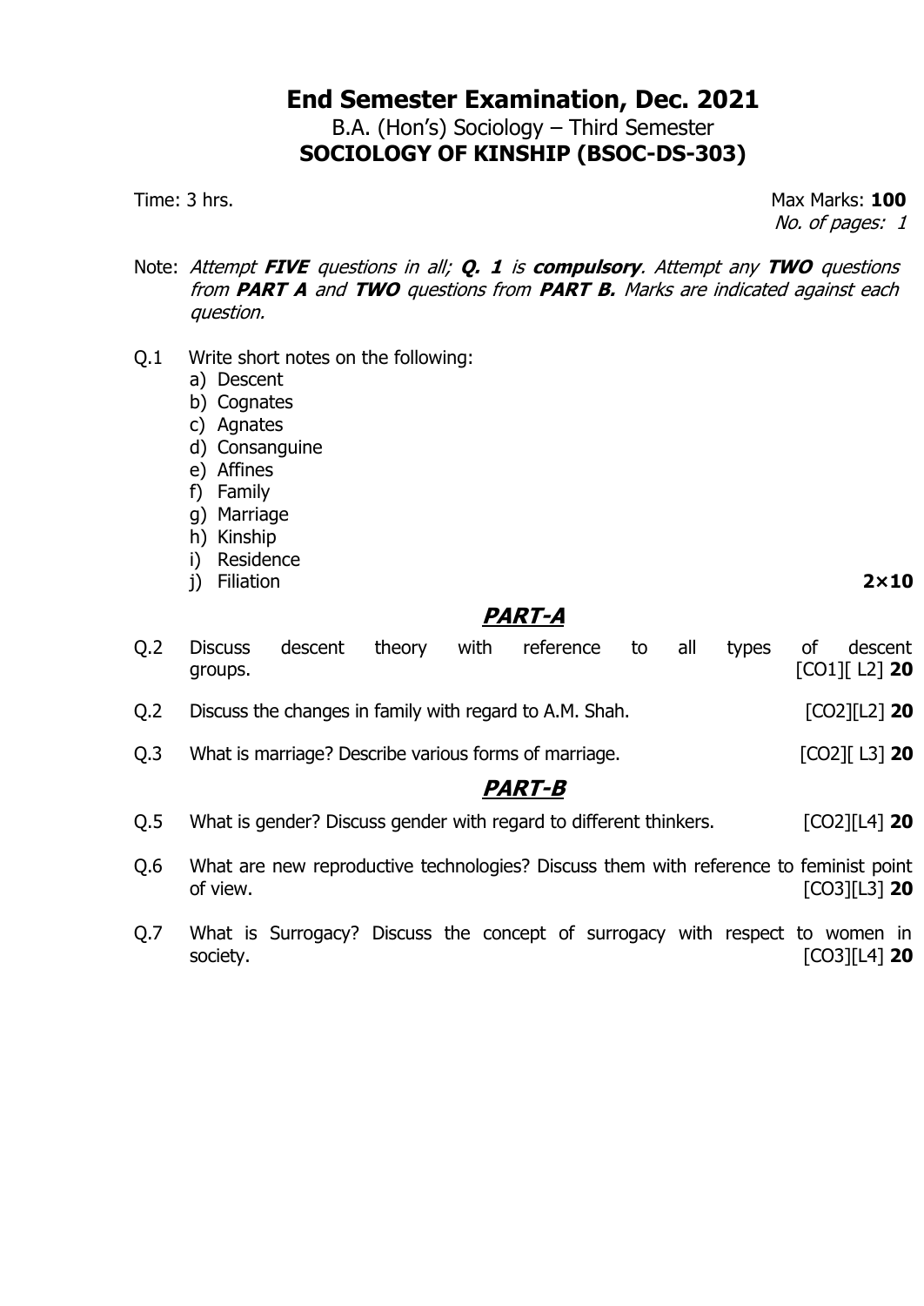# End Semester Examination, Dec. 2021

B.A. (Hon's) Sociology – Third Semester

**SOCIOLOGY OF KINSHIP (BSOC-DS-303)**

Time: 3 hrs. Max Marks: **100**

*No. of pages: 1*

Note: *Attempt **FIVE** questions in all; **Q. 1** is **compulsory**. Attempt any **TWO** questions from **PART A** and **TWO** questions from **PART B.** Marks are indicated against each question.*

Q.1 Write short notes on the following:

a) Descent
b) Cognates
c) Agnates
d) Consanguine
e) Affines
f) Family
g) Marriage
h) Kinship
i) Residence
j) Filiation **2×10**

## ***PART-A***

Q.2 Discuss descent theory with reference to all types of descent groups. [CO1][ L2] **20**

Q.2 Discuss the changes in family with regard to A.M. Shah. [CO2][L2] **20**

Q.3 What is marriage? Describe various forms of marriage. [CO2][ L3] **20**

## ***PART-B***

Q.5 What is gender? Discuss gender with regard to different thinkers. [CO2][L4] **20**

Q.6 What are new reproductive technologies? Discuss them with reference to feminist point of view. [CO3][L3] **20**

Q.7 What is Surrogacy? Discuss the concept of surrogacy with respect to women in society. [CO3][L4] **20**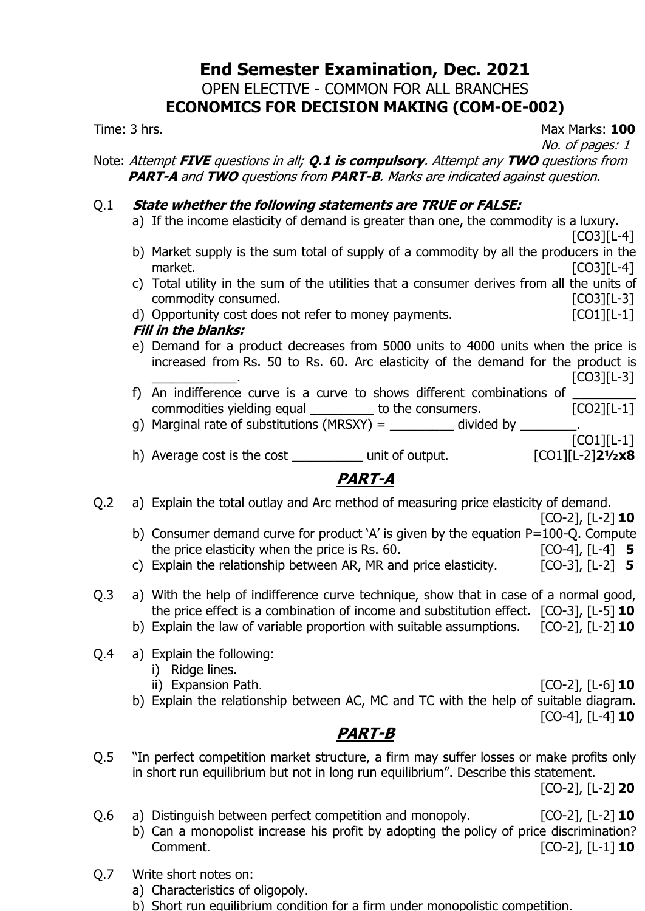# End Semester Examination, Dec. 2021

OPEN ELECTIVE - COMMON FOR ALL BRANCHES

**ECONOMICS FOR DECISION MAKING (COM-OE-002)**

Time: 3 hrs. Max Marks: **100**

*No. of pages: 1*

Note: *Attempt **FIVE** questions in all; **Q.1 is compulsory**. Attempt any **TWO** questions from **PART-A** and **TWO** questions from **PART-B**. Marks are indicated against question.*

Q.1 ***State whether the following statements are TRUE or FALSE:***

a) If the income elasticity of demand is greater than one, the commodity is a luxury. [CO3][L-4]

b) Market supply is the sum total of supply of a commodity by all the producers in the market. [CO3][L-4]

c) Total utility in the sum of the utilities that a consumer derives from all the units of commodity consumed. [CO3][L-3]

d) Opportunity cost does not refer to money payments. [CO1][L-1]

***Fill in the blanks:***

e) Demand for a product decreases from 5000 units to 4000 units when the price is increased from Rs. 50 to Rs. 60. Arc elasticity of the demand for the product is ____________. [CO3][L-3]

f) An indifference curve is a curve to shows different combinations of _________ commodities yielding equal _________ to the consumers. [CO2][L-1]

g) Marginal rate of substitutions (MRSXY) = _________ divided by ________. [CO1][L-1]

h) Average cost is the cost __________ unit of output. [CO1][L-2] **2½x8**

## PART-A

Q.2 a) Explain the total outlay and Arc method of measuring price elasticity of demand. [CO-2], [L-2] **10**

b) Consumer demand curve for product 'A' is given by the equation P=100-Q. Compute the price elasticity when the price is Rs. 60. [CO-4], [L-4] **5**

c) Explain the relationship between AR, MR and price elasticity. [CO-3], [L-2] **5**

Q.3 a) With the help of indifference curve technique, show that in case of a normal good, the price effect is a combination of income and substitution effect. [CO-3], [L-5] **10**

b) Explain the law of variable proportion with suitable assumptions. [CO-2], [L-2] **10**

Q.4 a) Explain the following:

i) Ridge lines.

ii) Expansion Path. [CO-2], [L-6] **10**

b) Explain the relationship between AC, MC and TC with the help of suitable diagram. [CO-4], [L-4] **10**

## PART-B

Q.5 "In perfect competition market structure, a firm may suffer losses or make profits only in short run equilibrium but not in long run equilibrium". Describe this statement. [CO-2], [L-2] **20**

Q.6 a) Distinguish between perfect competition and monopoly. [CO-2], [L-2] **10**

b) Can a monopolist increase his profit by adopting the policy of price discrimination? Comment. [CO-2], [L-1] **10**

Q.7 Write short notes on:

a) Characteristics of oligopoly.

b) Short run equilibrium condition for a firm under monopolistic competition.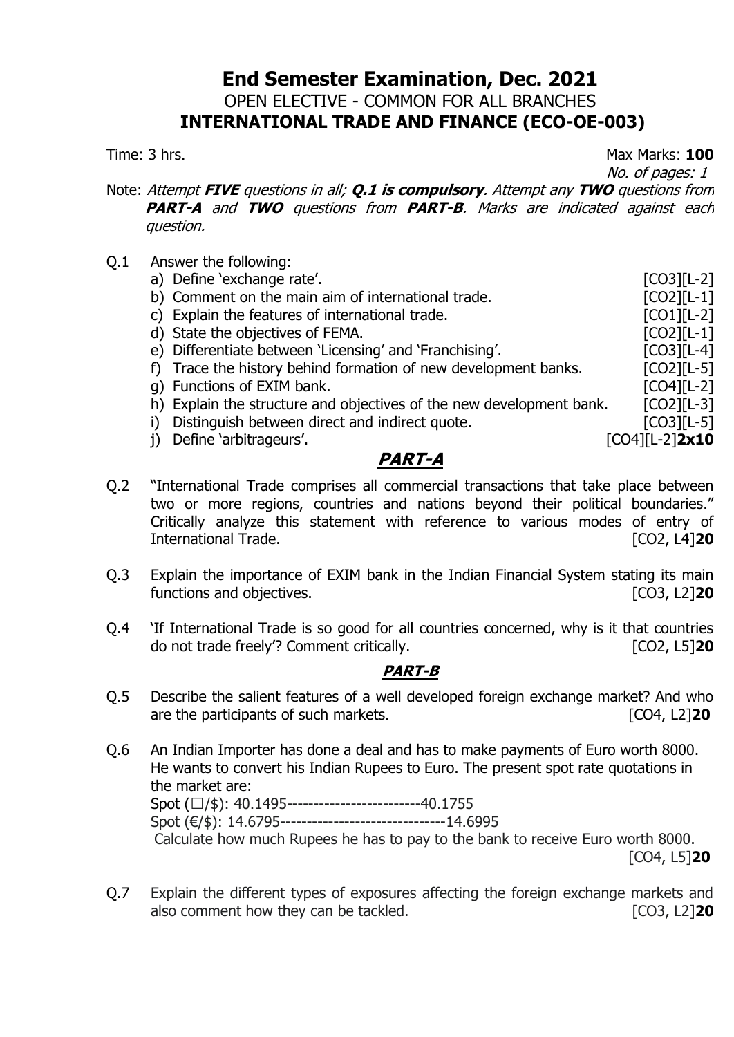# End Semester Examination, Dec. 2021

## OPEN ELECTIVE - COMMON FOR ALL BRANCHES

## INTERNATIONAL TRADE AND FINANCE (ECO-OE-003)

Time: 3 hrs. Max Marks: **100**

*No. of pages: 1*

Note: *Attempt **FIVE** questions in all; **Q.1 is compulsory**. Attempt any **TWO** questions from **PART-A** and **TWO** questions from **PART-B**. Marks are indicated against each question.*

Q.1 Answer the following:

a) Define 'exchange rate'. [CO3][L-2]

b) Comment on the main aim of international trade. [CO2][L-1]

c) Explain the features of international trade. [CO1][L-2]

d) State the objectives of FEMA. [CO2][L-1]

e) Differentiate between 'Licensing' and 'Franchising'. [CO3][L-4]

f) Trace the history behind formation of new development banks. [CO2][L-5]

g) Functions of EXIM bank. [CO4][L-2]

h) Explain the structure and objectives of the new development bank. [CO2][L-3]

i) Distinguish between direct and indirect quote. [CO3][L-5]

j) Define 'arbitrageurs'. [CO4][L-2]**2x10**

## *PART-A*

Q.2 "International Trade comprises all commercial transactions that take place between two or more regions, countries and nations beyond their political boundaries." Critically analyze this statement with reference to various modes of entry of International Trade. [CO2, L4]**20**

Q.3 Explain the importance of EXIM bank in the Indian Financial System stating its main functions and objectives. [CO3, L2]**20**

Q.4 'If International Trade is so good for all countries concerned, why is it that countries do not trade freely'? Comment critically. [CO2, L5]**20**

## *PART-B*

Q.5 Describe the salient features of a well developed foreign exchange market? And who are the participants of such markets. [CO4, L2]**20**

Q.6 An Indian Importer has done a deal and has to make payments of Euro worth 8000. He wants to convert his Indian Rupees to Euro. The present spot rate quotations in the market are:

Spot (□/$): 40.1495-------------------------40.1755

Spot (€/$): 14.6795-------------------------------14.6995

Calculate how much Rupees he has to pay to the bank to receive Euro worth 8000.

[CO4, L5]**20**

Q.7 Explain the different types of exposures affecting the foreign exchange markets and also comment how they can be tackled. [CO3, L2]**20**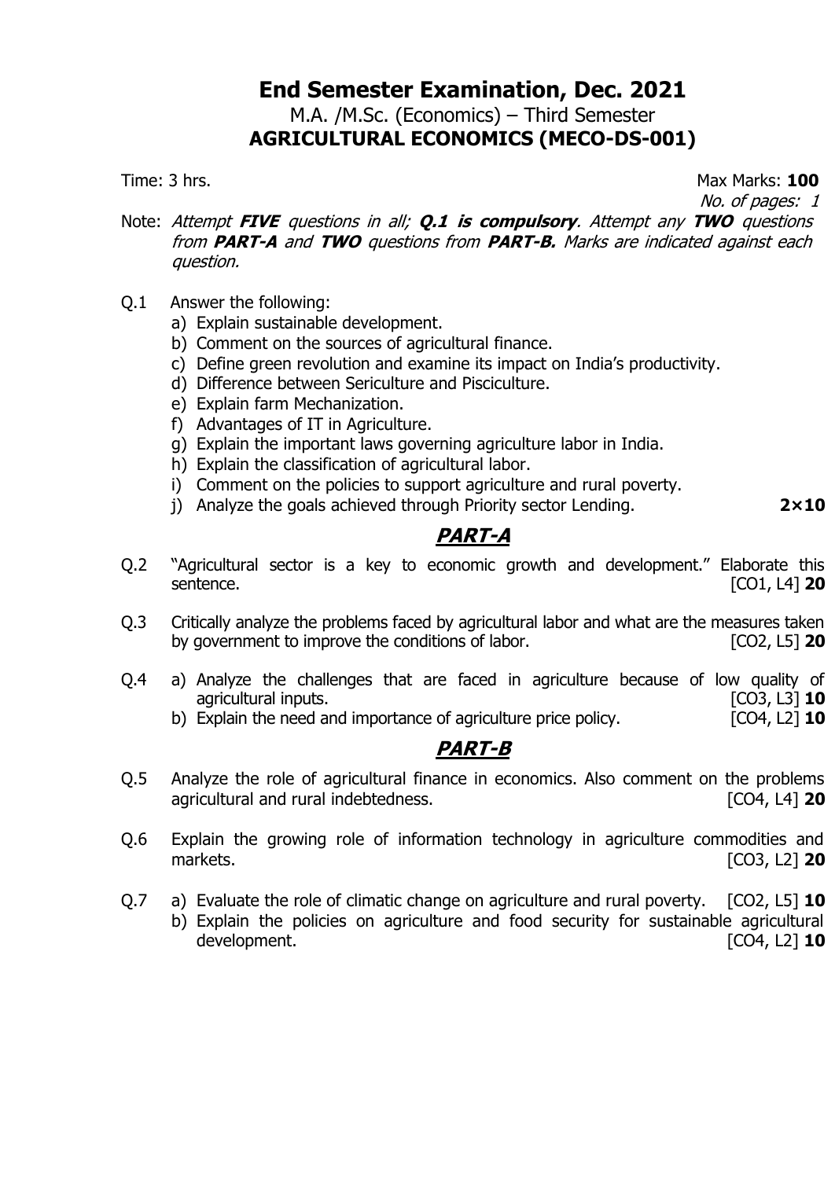# End Semester Examination, Dec. 2021

M.A. /M.Sc. (Economics) – Third Semester

**AGRICULTURAL ECONOMICS (MECO-DS-001)**

Time: 3 hrs. Max Marks: **100**

*No. of pages: 1*

Note: *Attempt **FIVE** questions in all; **Q.1 is compulsory**. Attempt any **TWO** questions from **PART-A** and **TWO** questions from **PART-B.** Marks are indicated against each question.*

Q.1 Answer the following:

a) Explain sustainable development.
b) Comment on the sources of agricultural finance.
c) Define green revolution and examine its impact on India's productivity.
d) Difference between Sericulture and Pisciculture.
e) Explain farm Mechanization.
f) Advantages of IT in Agriculture.
g) Explain the important laws governing agriculture labor in India.
h) Explain the classification of agricultural labor.
i) Comment on the policies to support agriculture and rural poverty.
j) Analyze the goals achieved through Priority sector Lending. **2×10**

## ***PART-A***

Q.2 "Agricultural sector is a key to economic growth and development." Elaborate this sentence. [CO1, L4] **20**

Q.3 Critically analyze the problems faced by agricultural labor and what are the measures taken by government to improve the conditions of labor. [CO2, L5] **20**

Q.4 a) Analyze the challenges that are faced in agriculture because of low quality of agricultural inputs. [CO3, L3] **10**

b) Explain the need and importance of agriculture price policy. [CO4, L2] **10**

## ***PART-B***

Q.5 Analyze the role of agricultural finance in economics. Also comment on the problems agricultural and rural indebtedness. [CO4, L4] **20**

Q.6 Explain the growing role of information technology in agriculture commodities and markets. [CO3, L2] **20**

Q.7 a) Evaluate the role of climatic change on agriculture and rural poverty. [CO2, L5] **10**

b) Explain the policies on agriculture and food security for sustainable agricultural development. [CO4, L2] **10**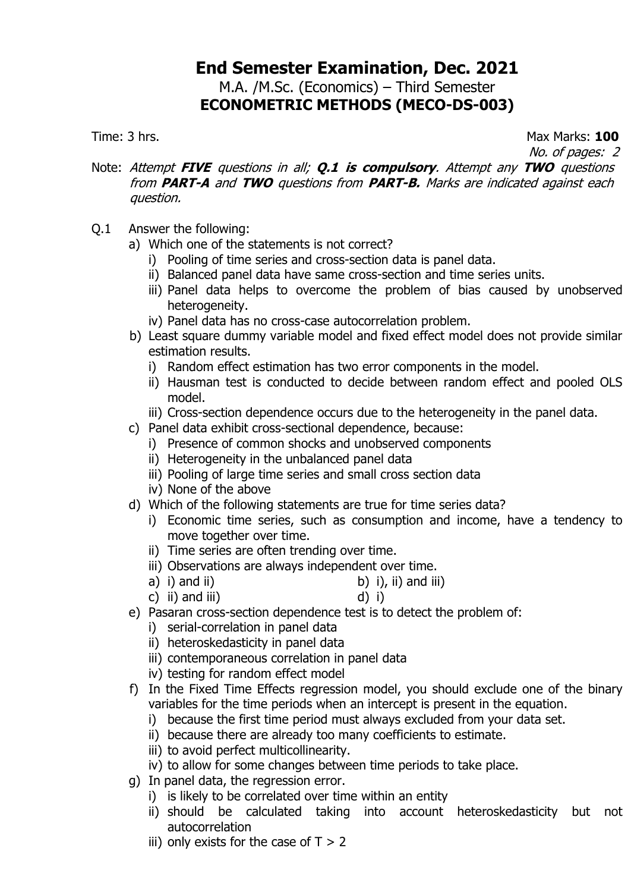# End Semester Examination, Dec. 2021

M.A. /M.Sc. (Economics) – Third Semester

**ECONOMETRIC METHODS (MECO-DS-003)**

Time: 3 hrs. Max Marks: **100**

*No. of pages: 2*

Note: *Attempt **FIVE** questions in all; **Q.1 is compulsory**. Attempt any **TWO** questions from **PART-A** and **TWO** questions from **PART-B.** Marks are indicated against each question.*

Q.1 Answer the following:

a) Which one of the statements is not correct?
   i) Pooling of time series and cross-section data is panel data.
   ii) Balanced panel data have same cross-section and time series units.
   iii) Panel data helps to overcome the problem of bias caused by unobserved heterogeneity.
   iv) Panel data has no cross-case autocorrelation problem.

b) Least square dummy variable model and fixed effect model does not provide similar estimation results.
   i) Random effect estimation has two error components in the model.
   ii) Hausman test is conducted to decide between random effect and pooled OLS model.
   iii) Cross-section dependence occurs due to the heterogeneity in the panel data.

c) Panel data exhibit cross-sectional dependence, because:
   i) Presence of common shocks and unobserved components
   ii) Heterogeneity in the unbalanced panel data
   iii) Pooling of large time series and small cross section data
   iv) None of the above

d) Which of the following statements are true for time series data?
   i) Economic time series, such as consumption and income, have a tendency to move together over time.
   ii) Time series are often trending over time.
   iii) Observations are always independent over time.

   a) i) and ii) b) i), ii) and iii)
   c) ii) and iii) d) i)

e) Pasaran cross-section dependence test is to detect the problem of:
   i) serial-correlation in panel data
   ii) heteroskedasticity in panel data
   iii) contemporaneous correlation in panel data
   iv) testing for random effect model

f) In the Fixed Time Effects regression model, you should exclude one of the binary variables for the time periods when an intercept is present in the equation.
   i) because the first time period must always excluded from your data set.
   ii) because there are already too many coefficients to estimate.
   iii) to avoid perfect multicollinearity.
   iv) to allow for some changes between time periods to take place.

g) In panel data, the regression error.
   i) is likely to be correlated over time within an entity
   ii) should be calculated taking into account heteroskedasticity but not autocorrelation
   iii) only exists for the case of $T > 2$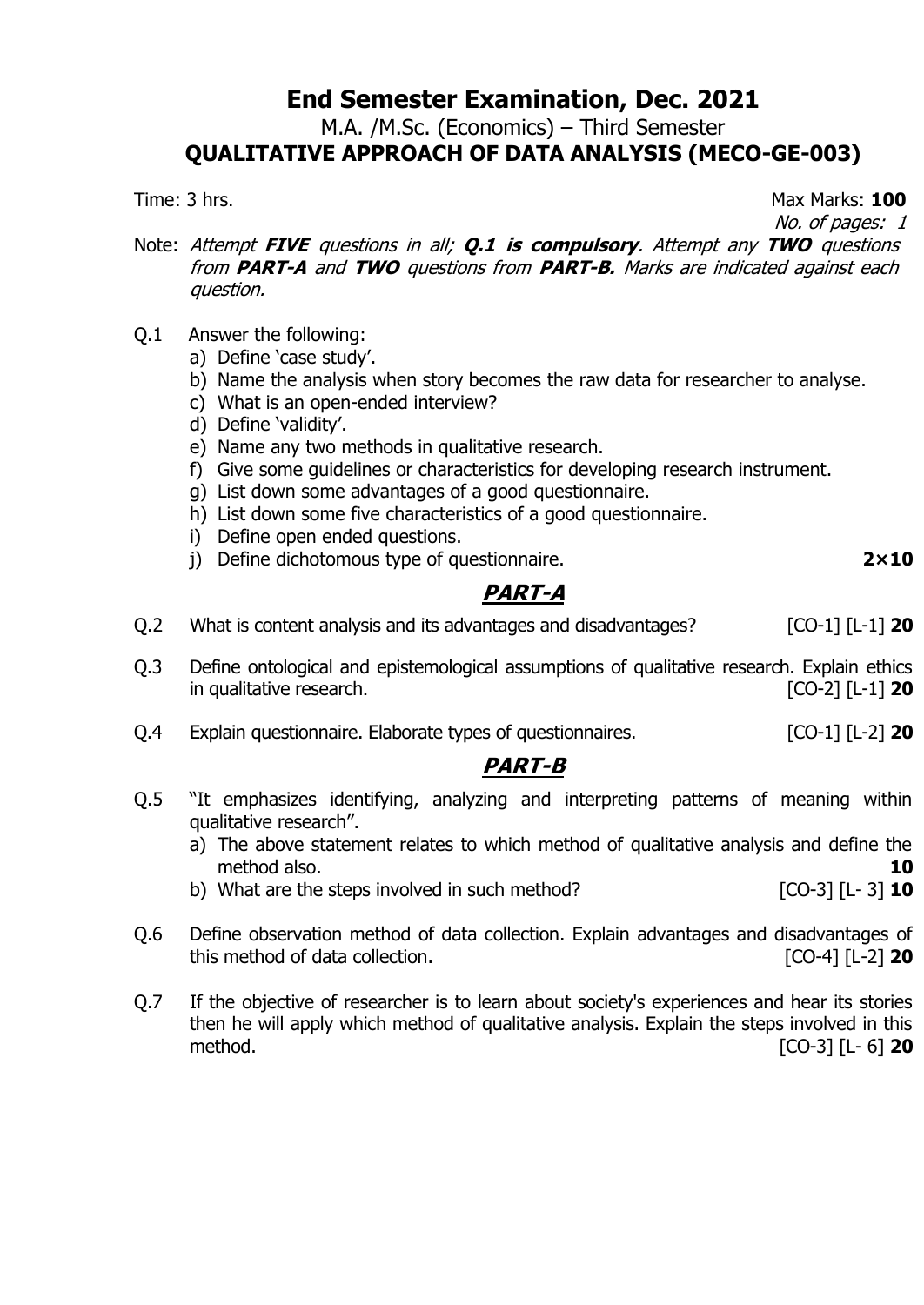# End Semester Examination, Dec. 2021

M.A. /M.Sc. (Economics) – Third Semester

**QUALITATIVE APPROACH OF DATA ANALYSIS (MECO-GE-003)**

Time: 3 hrs. Max Marks: **100**

*No. of pages: 1*

Note: *Attempt **FIVE** questions in all; **Q.1 is compulsory**. Attempt any **TWO** questions from **PART-A** and **TWO** questions from **PART-B.** Marks are indicated against each question.*

Q.1 Answer the following:

a) Define 'case study'.
b) Name the analysis when story becomes the raw data for researcher to analyse.
c) What is an open-ended interview?
d) Define 'validity'.
e) Name any two methods in qualitative research.
f) Give some guidelines or characteristics for developing research instrument.
g) List down some advantages of a good questionnaire.
h) List down some five characteristics of a good questionnaire.
i) Define open ended questions.
j) Define dichotomous type of questionnaire. **2×10**

## PART-A

Q.2 What is content analysis and its advantages and disadvantages? [CO-1] [L-1] **20**

Q.3 Define ontological and epistemological assumptions of qualitative research. Explain ethics in qualitative research. [CO-2] [L-1] **20**

Q.4 Explain questionnaire. Elaborate types of questionnaires. [CO-1] [L-2] **20**

## PART-B

Q.5 "It emphasizes identifying, analyzing and interpreting patterns of meaning within qualitative research".

a) The above statement relates to which method of qualitative analysis and define the method also. **10**
b) What are the steps involved in such method? [CO-3] [L- 3] **10**

Q.6 Define observation method of data collection. Explain advantages and disadvantages of this method of data collection. [CO-4] [L-2] **20**

Q.7 If the objective of researcher is to learn about society's experiences and hear its stories then he will apply which method of qualitative analysis. Explain the steps involved in this method. [CO-3] [L- 6] **20**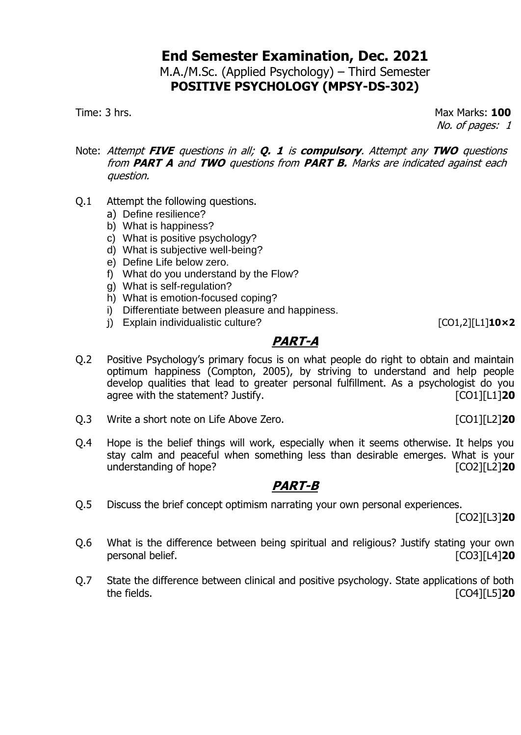# End Semester Examination, Dec. 2021

M.A./M.Sc. (Applied Psychology) – Third Semester

**POSITIVE PSYCHOLOGY (MPSY-DS-302)**

Time: 3 hrs. Max Marks: **100**

*No. of pages: 1*

Note: *Attempt **FIVE** questions in all; **Q. 1** is **compulsory**. Attempt any **TWO** questions from **PART A** and **TWO** questions from **PART B.** Marks are indicated against each question.*

Q.1 Attempt the following questions.

a) Define resilience?
b) What is happiness?
c) What is positive psychology?
d) What is subjective well-being?
e) Define Life below zero.
f) What do you understand by the Flow?
g) What is self-regulation?
h) What is emotion-focused coping?
i) Differentiate between pleasure and happiness.
j) Explain individualistic culture? [CO1,2][L1]**10×2**

## PART-A

Q.2 Positive Psychology's primary focus is on what people do right to obtain and maintain optimum happiness (Compton, 2005), by striving to understand and help people develop qualities that lead to greater personal fulfillment. As a psychologist do you agree with the statement? Justify. [CO1][L1]**20**

Q.3 Write a short note on Life Above Zero. [CO1][L2]**20**

Q.4 Hope is the belief things will work, especially when it seems otherwise. It helps you stay calm and peaceful when something less than desirable emerges. What is your understanding of hope? [CO2][L2]**20**

## PART-B

Q.5 Discuss the brief concept optimism narrating your own personal experiences. [CO2][L3]**20**

Q.6 What is the difference between being spiritual and religious? Justify stating your own personal belief. [CO3][L4]**20**

Q.7 State the difference between clinical and positive psychology. State applications of both the fields. [CO4][L5]**20**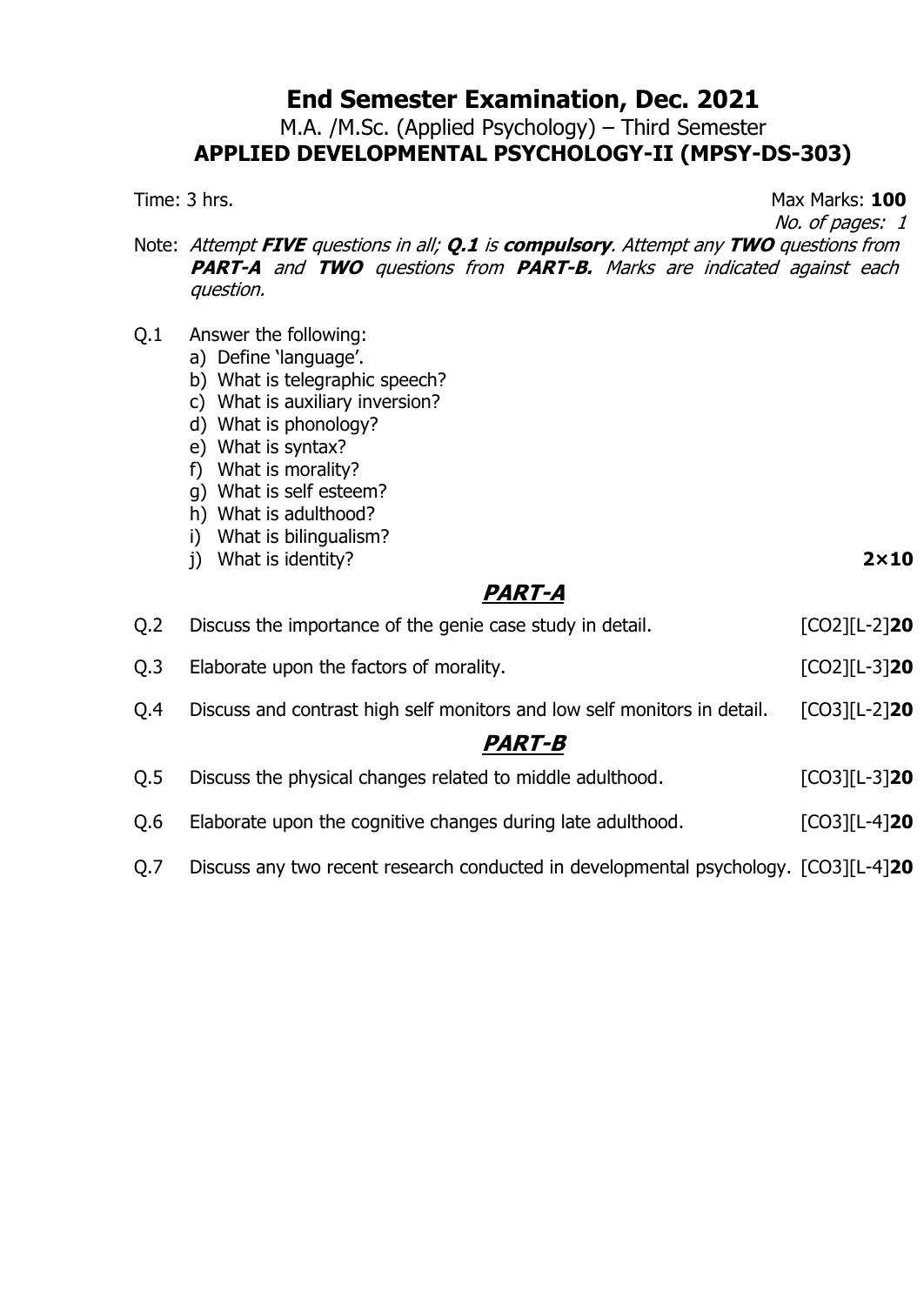# End Semester Examination, Dec. 2021

M.A. /M.Sc. (Applied Psychology) – Third Semester

**APPLIED DEVELOPMENTAL PSYCHOLOGY-II (MPSY-DS-303)**

Time: 3 hrs. Max Marks: **100**

*No. of pages: 1*

Note: *Attempt **FIVE** questions in all; **Q.1** is **compulsory**. Attempt any **TWO** questions from **PART-A** and **TWO** questions from **PART-B.** Marks are indicated against each question.*

Q.1 Answer the following:

a) Define 'language'.
b) What is telegraphic speech?
c) What is auxiliary inversion?
d) What is phonology?
e) What is syntax?
f) What is morality?
g) What is self esteem?
h) What is adulthood?
i) What is bilingualism?
j) What is identity? **2×10**

## *PART-A*

Q.2 Discuss the importance of the genie case study in detail. [CO2][L-2]**20**

Q.3 Elaborate upon the factors of morality. [CO2][L-3]**20**

Q.4 Discuss and contrast high self monitors and low self monitors in detail. [CO3][L-2]**20**

## *PART-B*

Q.5 Discuss the physical changes related to middle adulthood. [CO3][L-3]**20**

Q.6 Elaborate upon the cognitive changes during late adulthood. [CO3][L-4]**20**

Q.7 Discuss any two recent research conducted in developmental psychology. [CO3][L-4]**20**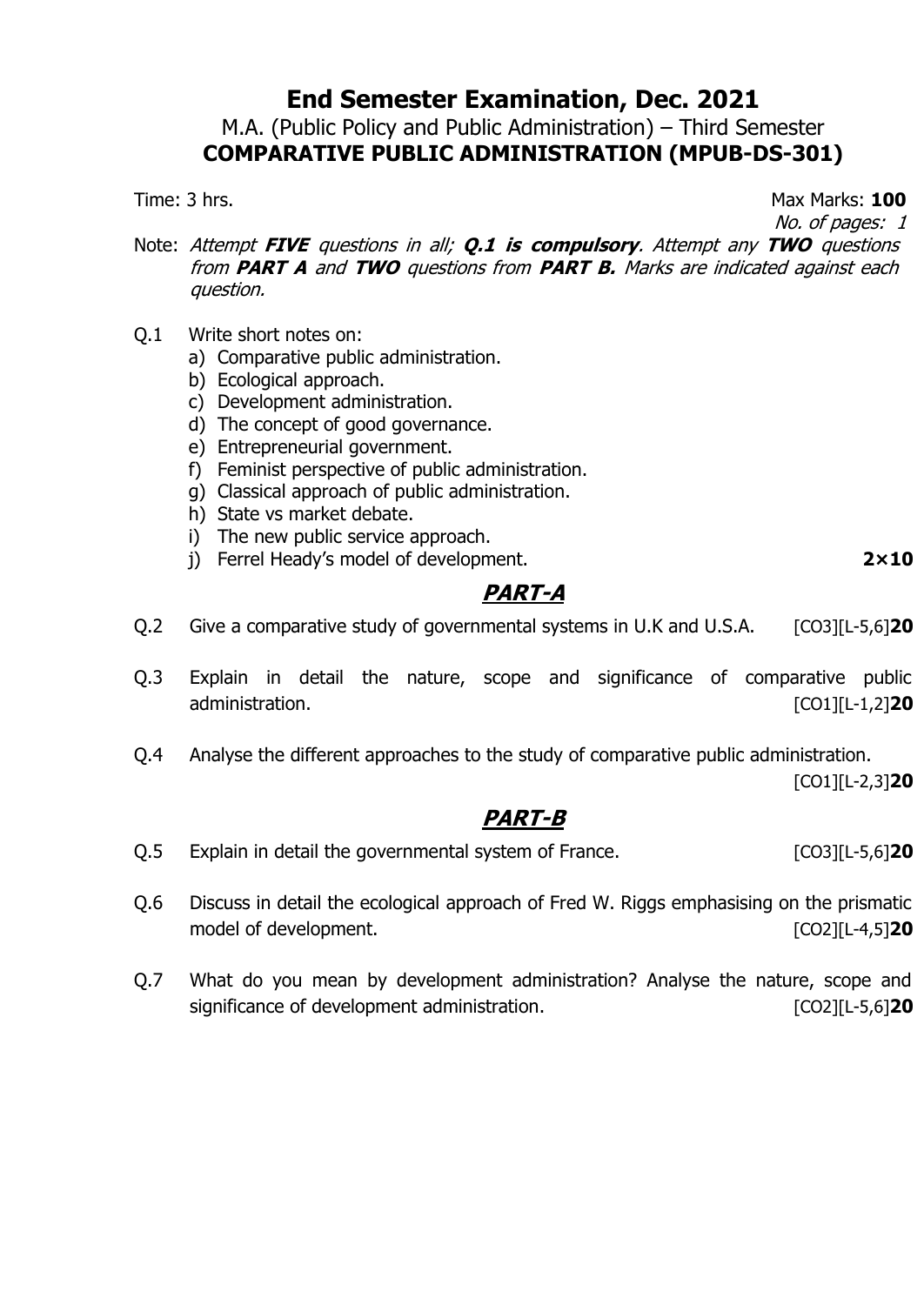# End Semester Examination, Dec. 2021

## M.A. (Public Policy and Public Administration) – Third Semester

## COMPARATIVE PUBLIC ADMINISTRATION (MPUB-DS-301)

Time: 3 hrs. Max Marks: **100**

*No. of pages: 1*

Note: *Attempt **FIVE** questions in all; **Q.1 is compulsory**. Attempt any **TWO** questions from **PART A** and **TWO** questions from **PART B.** Marks are indicated against each question.*

Q.1 Write short notes on:

a) Comparative public administration.
b) Ecological approach.
c) Development administration.
d) The concept of good governance.
e) Entrepreneurial government.
f) Feminist perspective of public administration.
g) Classical approach of public administration.
h) State vs market debate.
i) The new public service approach.
j) Ferrel Heady's model of development. **2×10**

## *PART-A*

Q.2 Give a comparative study of governmental systems in U.K and U.S.A. [CO3][L-5,6]**20**

Q.3 Explain in detail the nature, scope and significance of comparative public administration. [CO1][L-1,2]**20**

Q.4 Analyse the different approaches to the study of comparative public administration. [CO1][L-2,3]**20**

## *PART-B*

Q.5 Explain in detail the governmental system of France. [CO3][L-5,6]**20**

Q.6 Discuss in detail the ecological approach of Fred W. Riggs emphasising on the prismatic model of development. [CO2][L-4,5]**20**

Q.7 What do you mean by development administration? Analyse the nature, scope and significance of development administration. [CO2][L-5,6]**20**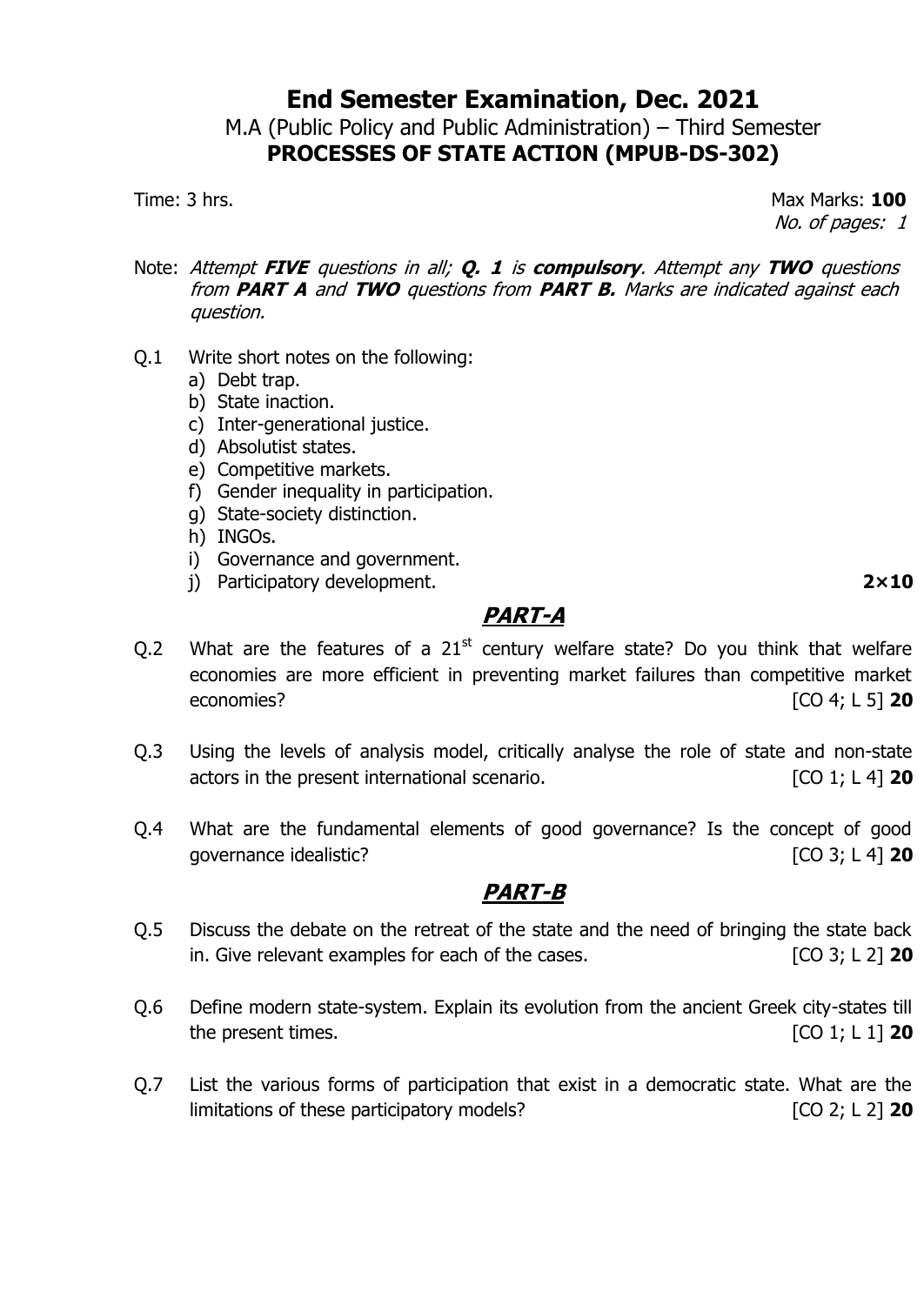# End Semester Examination, Dec. 2021

M.A (Public Policy and Public Administration) – Third Semester

**PROCESSES OF STATE ACTION (MPUB-DS-302)**

Time: 3 hrs. Max Marks: **100**

*No. of pages: 1*

Note: *Attempt **FIVE** questions in all; **Q. 1** is **compulsory**. Attempt any **TWO** questions from **PART A** and **TWO** questions from **PART B.** Marks are indicated against each question.*

Q.1 Write short notes on the following:

a) Debt trap.
b) State inaction.
c) Inter-generational justice.
d) Absolutist states.
e) Competitive markets.
f) Gender inequality in participation.
g) State-society distinction.
h) INGOs.
i) Governance and government.
j) Participatory development. **2×10**

## *PART-A*

Q.2 What are the features of a 21st century welfare state? Do you think that welfare economies are more efficient in preventing market failures than competitive market economies? [CO 4; L 5] **20**

Q.3 Using the levels of analysis model, critically analyse the role of state and non-state actors in the present international scenario. [CO 1; L 4] **20**

Q.4 What are the fundamental elements of good governance? Is the concept of good governance idealistic? [CO 3; L 4] **20**

## *PART-B*

Q.5 Discuss the debate on the retreat of the state and the need of bringing the state back in. Give relevant examples for each of the cases. [CO 3; L 2] **20**

Q.6 Define modern state-system. Explain its evolution from the ancient Greek city-states till the present times. [CO 1; L 1] **20**

Q.7 List the various forms of participation that exist in a democratic state. What are the limitations of these participatory models? [CO 2; L 2] **20**